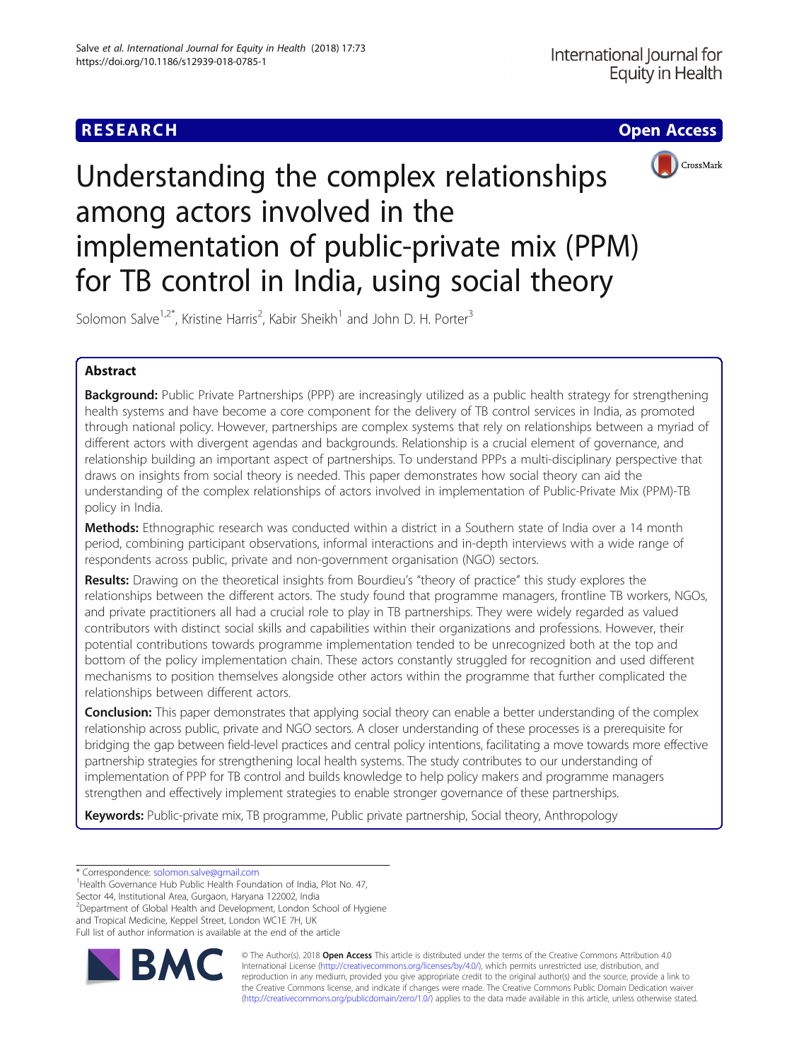# Understanding the complex relationships among actors involved in the implementation of public-private mix (PPM) for TB control in India, using social theory

Solomon Salve[1,2*], Kristine Harris[2], Kabir Sheikh[1] and John D. H. Porter[3]

## Abstract

**Background:** Public Private Partnerships (PPP) are increasingly utilized as a public health strategy for strengthening health systems and have become a core component for the delivery of TB control services in India, as promoted through national policy. However, partnerships are complex systems that rely on relationships between a myriad of different actors with divergent agendas and backgrounds. Relationship is a crucial element of governance, and relationship building an important aspect of partnerships. To understand PPPs a multi-disciplinary perspective that draws on insights from social theory is needed. This paper demonstrates how social theory can aid the understanding of the complex relationships of actors involved in implementation of Public-Private Mix (PPM)-TB policy in India.

**Methods:** Ethnographic research was conducted within a district in a Southern state of India over a 14 month period, combining participant observations, informal interactions and in-depth interviews with a wide range of respondents across public, private and non-government organisation (NGO) sectors.

**Results:** Drawing on the theoretical insights from Bourdieu's "theory of practice" this study explores the relationships between the different actors. The study found that programme managers, frontline TB workers, NGOs, and private practitioners all had a crucial role to play in TB partnerships. They were widely regarded as valued contributors with distinct social skills and capabilities within their organizations and professions. However, their potential contributions towards programme implementation tended to be unrecognized both at the top and bottom of the policy implementation chain. These actors constantly struggled for recognition and used different mechanisms to position themselves alongside other actors within the programme that further complicated the relationships between different actors.

**Conclusion:** This paper demonstrates that applying social theory can enable a better understanding of the complex relationship across public, private and NGO sectors. A closer understanding of these processes is a prerequisite for bridging the gap between field-level practices and central policy intentions, facilitating a move towards more effective partnership strategies for strengthening local health systems. The study contributes to our understanding of implementation of PPP for TB control and builds knowledge to help policy makers and programme managers strengthen and effectively implement strategies to enable stronger governance of these partnerships.

**Keywords:** Public-private mix, TB programme, Public private partnership, Social theory, Anthropology

\* Correspondence: solomon.salve@gmail.com

[1]Health Governance Hub Public Health Foundation of India, Plot No. 47, Sector 44, Institutional Area, Gurgaon, Haryana 122002, India

[2]Department of Global Health and Development, London School of Hygiene and Tropical Medicine, Keppel Street, London WC1E 7H, UK

Full list of author information is available at the end of the article

© The Author(s). 2018 **Open Access** This article is distributed under the terms of the Creative Commons Attribution 4.0 International License (http://creativecommons.org/licenses/by/4.0/), which permits unrestricted use, distribution, and reproduction in any medium, provided you give appropriate credit to the original author(s) and the source, provide a link to the Creative Commons license, and indicate if changes were made. The Creative Commons Public Domain Dedication waiver (http://creativecommons.org/publicdomain/zero/1.0/) applies to the data made available in this article, unless otherwise stated.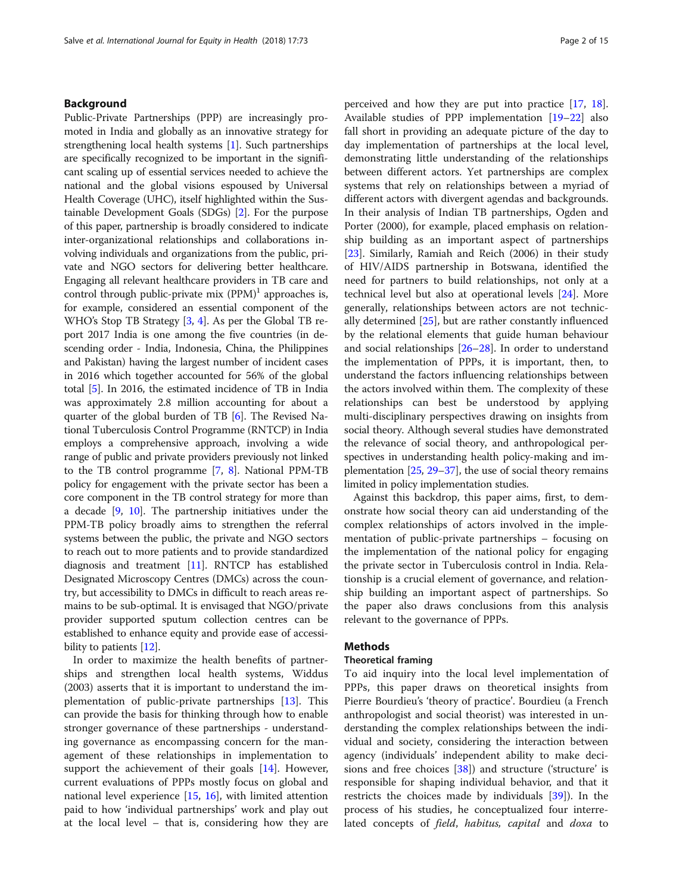## Background

Public-Private Partnerships (PPP) are increasingly promoted in India and globally as an innovative strategy for strengthening local health systems [1]. Such partnerships are specifically recognized to be important in the significant scaling up of essential services needed to achieve the national and the global visions espoused by Universal Health Coverage (UHC), itself highlighted within the Sustainable Development Goals (SDGs) [2]. For the purpose of this paper, partnership is broadly considered to indicate inter-organizational relationships and collaborations involving individuals and organizations from the public, private and NGO sectors for delivering better healthcare. Engaging all relevant healthcare providers in TB care and control through public-private mix (PPM)[1] approaches is, for example, considered an essential component of the WHO's Stop TB Strategy [3, 4]. As per the Global TB report 2017 India is one among the five countries (in descending order - India, Indonesia, China, the Philippines and Pakistan) having the largest number of incident cases in 2016 which together accounted for 56% of the global total [5]. In 2016, the estimated incidence of TB in India was approximately 2.8 million accounting for about a quarter of the global burden of TB [6]. The Revised National Tuberculosis Control Programme (RNTCP) in India employs a comprehensive approach, involving a wide range of public and private providers previously not linked to the TB control programme [7, 8]. National PPM-TB policy for engagement with the private sector has been a core component in the TB control strategy for more than a decade [9, 10]. The partnership initiatives under the PPM-TB policy broadly aims to strengthen the referral systems between the public, the private and NGO sectors to reach out to more patients and to provide standardized diagnosis and treatment [11]. RNTCP has established Designated Microscopy Centres (DMCs) across the country, but accessibility to DMCs in difficult to reach areas remains to be sub-optimal. It is envisaged that NGO/private provider supported sputum collection centres can be established to enhance equity and provide ease of accessibility to patients [12].

In order to maximize the health benefits of partnerships and strengthen local health systems, Widdus (2003) asserts that it is important to understand the implementation of public-private partnerships [13]. This can provide the basis for thinking through how to enable stronger governance of these partnerships - understanding governance as encompassing concern for the management of these relationships in implementation to support the achievement of their goals [14]. However, current evaluations of PPPs mostly focus on global and national level experience [15, 16], with limited attention paid to how 'individual partnerships' work and play out at the local level – that is, considering how they are perceived and how they are put into practice [17, 18]. Available studies of PPP implementation [19–22] also fall short in providing an adequate picture of the day to day implementation of partnerships at the local level, demonstrating little understanding of the relationships between different actors. Yet partnerships are complex systems that rely on relationships between a myriad of different actors with divergent agendas and backgrounds. In their analysis of Indian TB partnerships, Ogden and Porter (2000), for example, placed emphasis on relationship building as an important aspect of partnerships [23]. Similarly, Ramiah and Reich (2006) in their study of HIV/AIDS partnership in Botswana, identified the need for partners to build relationships, not only at a technical level but also at operational levels [24]. More generally, relationships between actors are not technically determined [25], but are rather constantly influenced by the relational elements that guide human behaviour and social relationships [26–28]. In order to understand the implementation of PPPs, it is important, then, to understand the factors influencing relationships between the actors involved within them. The complexity of these relationships can best be understood by applying multi-disciplinary perspectives drawing on insights from social theory. Although several studies have demonstrated the relevance of social theory, and anthropological perspectives in understanding health policy-making and implementation [25, 29–37], the use of social theory remains limited in policy implementation studies.

Against this backdrop, this paper aims, first, to demonstrate how social theory can aid understanding of the complex relationships of actors involved in the implementation of public-private partnerships – focusing on the implementation of the national policy for engaging the private sector in Tuberculosis control in India. Relationship is a crucial element of governance, and relationship building an important aspect of partnerships. So the paper also draws conclusions from this analysis relevant to the governance of PPPs.

## Methods

### Theoretical framing

To aid inquiry into the local level implementation of PPPs, this paper draws on theoretical insights from Pierre Bourdieu's 'theory of practice'. Bourdieu (a French anthropologist and social theorist) was interested in understanding the complex relationships between the individual and society, considering the interaction between agency (individuals' independent ability to make decisions and free choices [38]) and structure ('structure' is responsible for shaping individual behavior, and that it restricts the choices made by individuals [39]). In the process of his studies, he conceptualized four interrelated concepts of *field*, *habitus*, *capital* and *doxa* to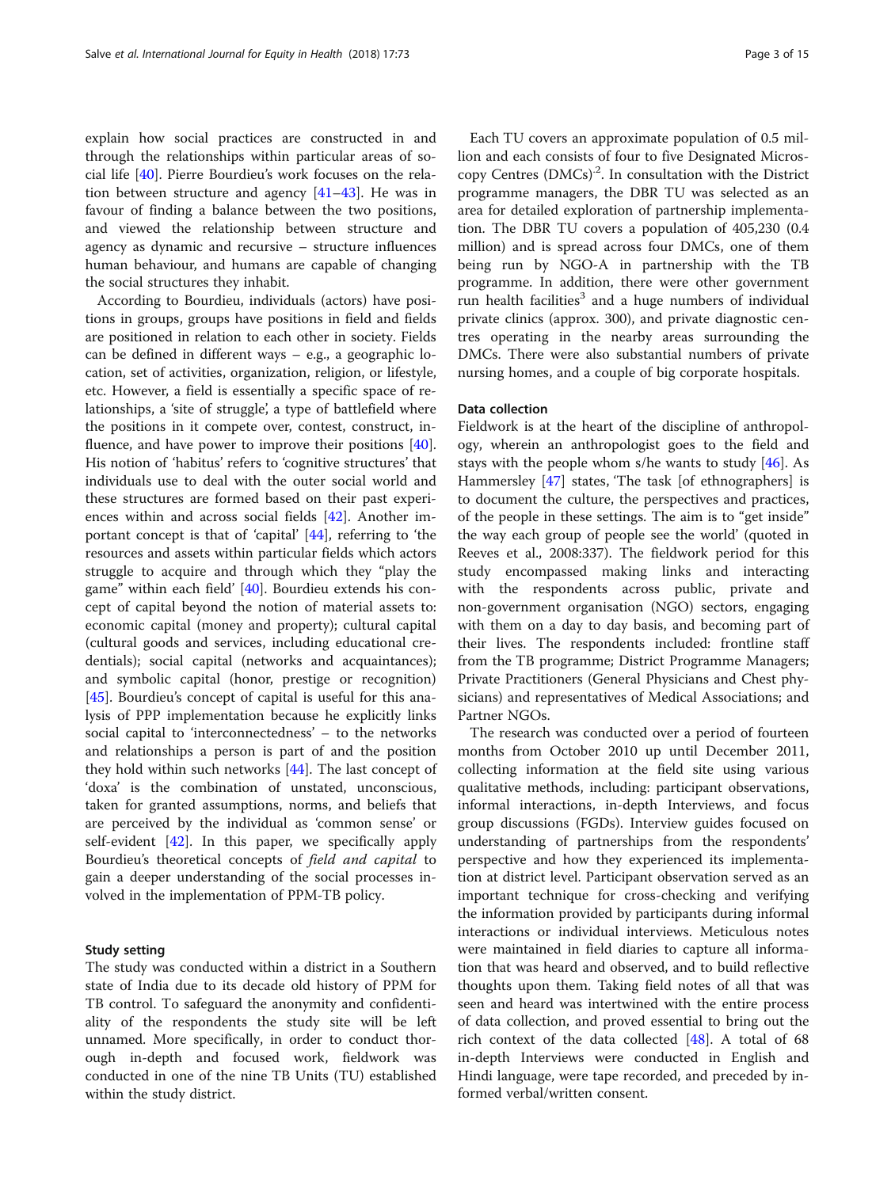explain how social practices are constructed in and through the relationships within particular areas of social life [40]. Pierre Bourdieu's work focuses on the relation between structure and agency [41–43]. He was in favour of finding a balance between the two positions, and viewed the relationship between structure and agency as dynamic and recursive – structure influences human behaviour, and humans are capable of changing the social structures they inhabit.

According to Bourdieu, individuals (actors) have positions in groups, groups have positions in field and fields are positioned in relation to each other in society. Fields can be defined in different ways – e.g., a geographic location, set of activities, organization, religion, or lifestyle, etc. However, a field is essentially a specific space of relationships, a 'site of struggle', a type of battlefield where the positions in it compete over, contest, construct, influence, and have power to improve their positions [40]. His notion of 'habitus' refers to 'cognitive structures' that individuals use to deal with the outer social world and these structures are formed based on their past experiences within and across social fields [42]. Another important concept is that of 'capital' [44], referring to 'the resources and assets within particular fields which actors struggle to acquire and through which they "play the game" within each field' [40]. Bourdieu extends his concept of capital beyond the notion of material assets to: economic capital (money and property); cultural capital (cultural goods and services, including educational credentials); social capital (networks and acquaintances); and symbolic capital (honor, prestige or recognition) [45]. Bourdieu's concept of capital is useful for this analysis of PPP implementation because he explicitly links social capital to 'interconnectedness' – to the networks and relationships a person is part of and the position they hold within such networks [44]. The last concept of 'doxa' is the combination of unstated, unconscious, taken for granted assumptions, norms, and beliefs that are perceived by the individual as 'common sense' or self-evident [42]. In this paper, we specifically apply Bourdieu's theoretical concepts of *field and capital* to gain a deeper understanding of the social processes involved in the implementation of PPM-TB policy.

#### Study setting

The study was conducted within a district in a Southern state of India due to its decade old history of PPM for TB control. To safeguard the anonymity and confidentiality of the respondents the study site will be left unnamed. More specifically, in order to conduct thorough in-depth and focused work, fieldwork was conducted in one of the nine TB Units (TU) established within the study district.

Each TU covers an approximate population of 0.5 million and each consists of four to five Designated Microscopy Centres (DMCs)[2]. In consultation with the District programme managers, the DBR TU was selected as an area for detailed exploration of partnership implementation. The DBR TU covers a population of 405,230 (0.4 million) and is spread across four DMCs, one of them being run by NGO-A in partnership with the TB programme. In addition, there were other government run health facilities[3] and a huge numbers of individual private clinics (approx. 300), and private diagnostic centres operating in the nearby areas surrounding the DMCs. There were also substantial numbers of private nursing homes, and a couple of big corporate hospitals.

#### Data collection

Fieldwork is at the heart of the discipline of anthropology, wherein an anthropologist goes to the field and stays with the people whom s/he wants to study [46]. As Hammersley [47] states, 'The task [of ethnographers] is to document the culture, the perspectives and practices, of the people in these settings. The aim is to "get inside" the way each group of people see the world' (quoted in Reeves et al., 2008:337). The fieldwork period for this study encompassed making links and interacting with the respondents across public, private and non-government organisation (NGO) sectors, engaging with them on a day to day basis, and becoming part of their lives. The respondents included: frontline staff from the TB programme; District Programme Managers; Private Practitioners (General Physicians and Chest physicians) and representatives of Medical Associations; and Partner NGOs.

The research was conducted over a period of fourteen months from October 2010 up until December 2011, collecting information at the field site using various qualitative methods, including: participant observations, informal interactions, in-depth Interviews, and focus group discussions (FGDs). Interview guides focused on understanding of partnerships from the respondents' perspective and how they experienced its implementation at district level. Participant observation served as an important technique for cross-checking and verifying the information provided by participants during informal interactions or individual interviews. Meticulous notes were maintained in field diaries to capture all information that was heard and observed, and to build reflective thoughts upon them. Taking field notes of all that was seen and heard was intertwined with the entire process of data collection, and proved essential to bring out the rich context of the data collected [48]. A total of 68 in-depth Interviews were conducted in English and Hindi language, were tape recorded, and preceded by informed verbal/written consent.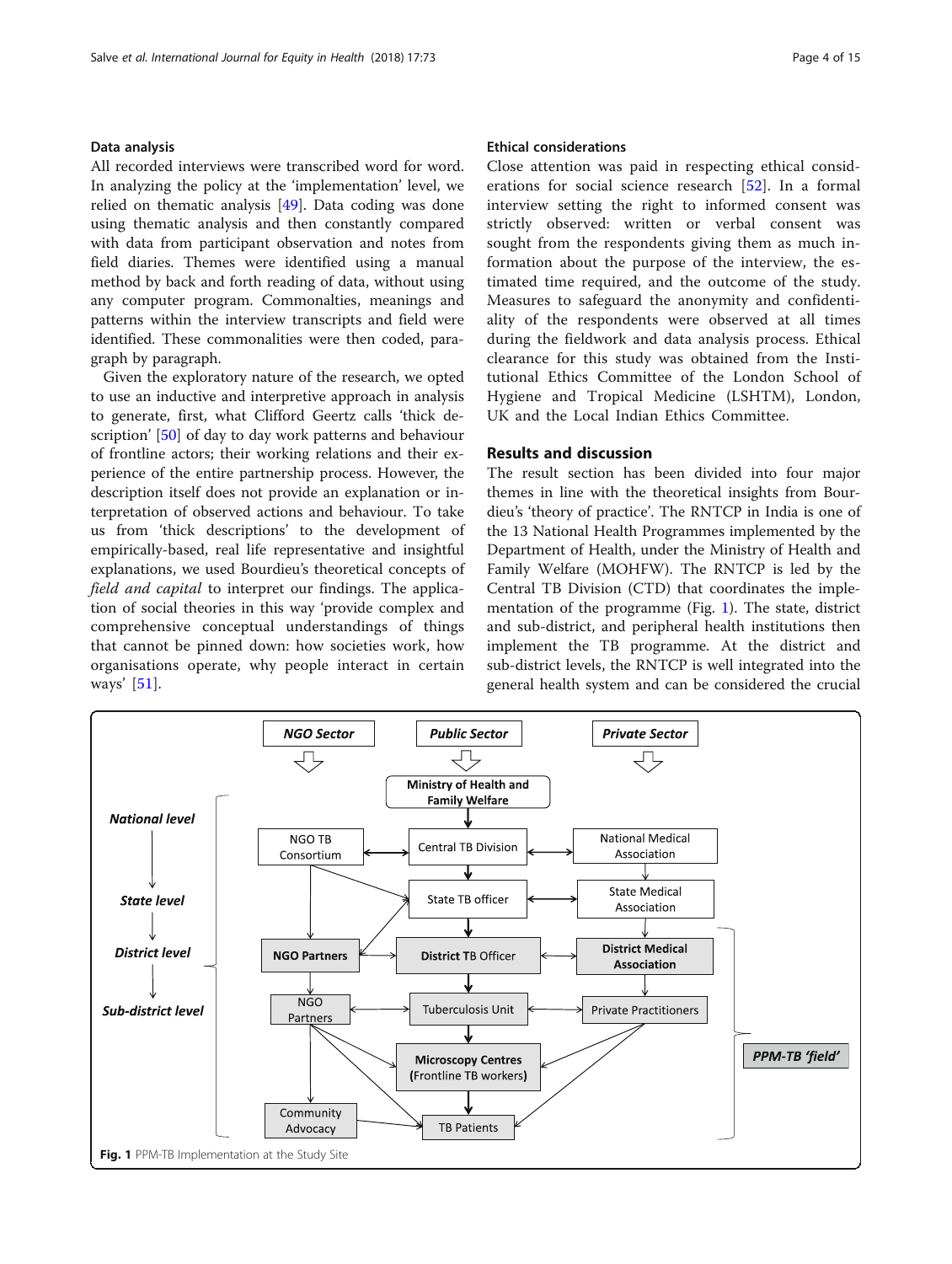### Data analysis

All recorded interviews were transcribed word for word. In analyzing the policy at the 'implementation' level, we relied on thematic analysis [49]. Data coding was done using thematic analysis and then constantly compared with data from participant observation and notes from field diaries. Themes were identified using a manual method by back and forth reading of data, without using any computer program. Commonalties, meanings and patterns within the interview transcripts and field were identified. These commonalities were then coded, paragraph by paragraph.

Given the exploratory nature of the research, we opted to use an inductive and interpretive approach in analysis to generate, first, what Clifford Geertz calls 'thick description' [50] of day to day work patterns and behaviour of frontline actors; their working relations and their experience of the entire partnership process. However, the description itself does not provide an explanation or interpretation of observed actions and behaviour. To take us from 'thick descriptions' to the development of empirically-based, real life representative and insightful explanations, we used Bourdieu's theoretical concepts of *field and capital* to interpret our findings. The application of social theories in this way 'provide complex and comprehensive conceptual understandings of things that cannot be pinned down: how societies work, how organisations operate, why people interact in certain ways' [51].

### Ethical considerations

Close attention was paid in respecting ethical considerations for social science research [52]. In a formal interview setting the right to informed consent was strictly observed: written or verbal consent was sought from the respondents giving them as much information about the purpose of the interview, the estimated time required, and the outcome of the study. Measures to safeguard the anonymity and confidentiality of the respondents were observed at all times during the fieldwork and data analysis process. Ethical clearance for this study was obtained from the Institutional Ethics Committee of the London School of Hygiene and Tropical Medicine (LSHTM), London, UK and the Local Indian Ethics Committee.

## Results and discussion

The result section has been divided into four major themes in line with the theoretical insights from Bourdieu's 'theory of practice'. The RNTCP in India is one of the 13 National Health Programmes implemented by the Department of Health, under the Ministry of Health and Family Welfare (MOHFW). The RNTCP is led by the Central TB Division (CTD) that coordinates the implementation of the programme (Fig. 1). The state, district and sub-district, and peripheral health institutions then implement the TB programme. At the district and sub-district levels, the RNTCP is well integrated into the general health system and can be considered the crucial

NGO Sector
Public Sector
Private Sector
Ministry of Health and Family Welfare
National level
NGO TB Consortium
Central TB Division
National Medical Association
State level
State TB officer
State Medical Association
District level
NGO Partners
District TB Officer
District Medical Association
Sub-district level
NGO Partners
Tuberculosis Unit
Private Practitioners
Microscopy Centres (Frontline TB workers)
PPM-TB 'field'
Community Advocacy
TB Patients

**Fig. 1** PPM-TB Implementation at the Study Site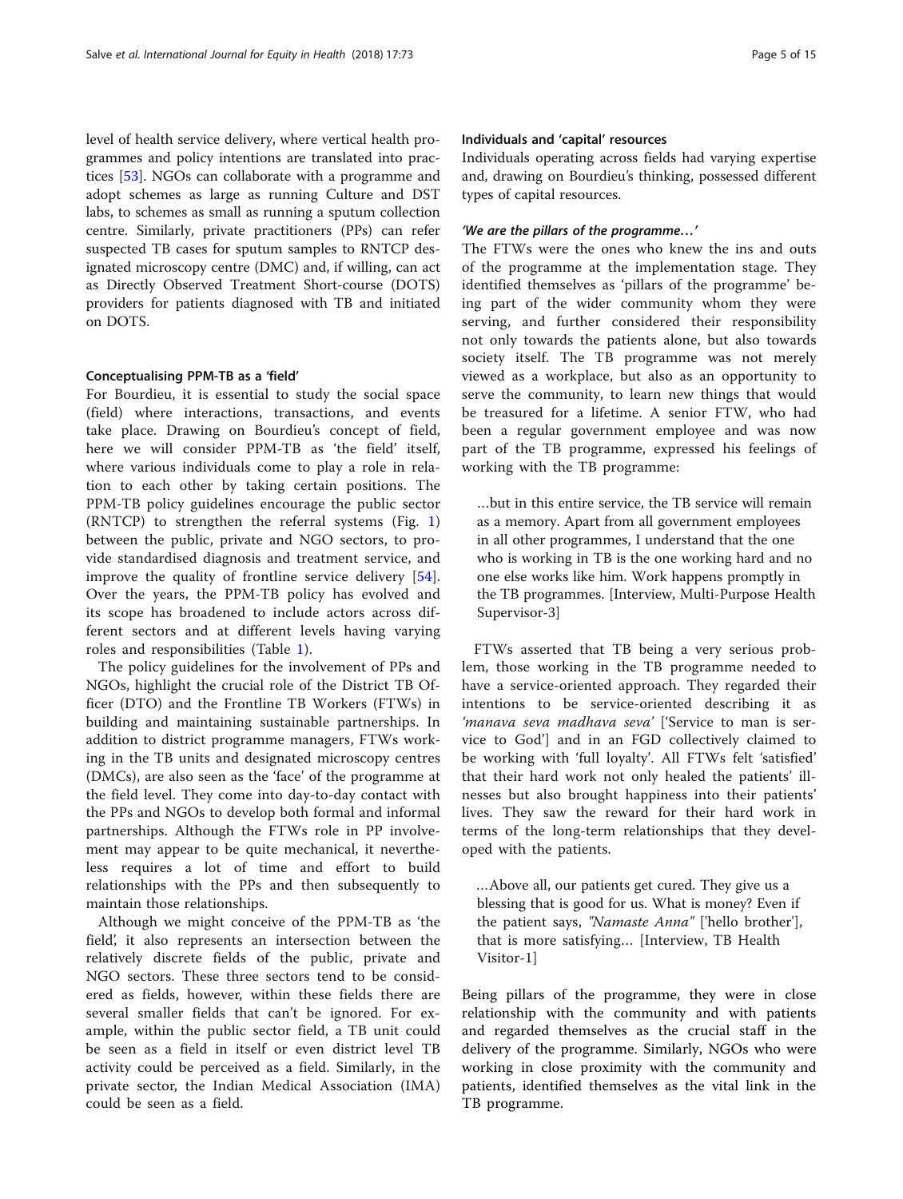level of health service delivery, where vertical health programmes and policy intentions are translated into practices [53]. NGOs can collaborate with a programme and adopt schemes as large as running Culture and DST labs, to schemes as small as running a sputum collection centre. Similarly, private practitioners (PPs) can refer suspected TB cases for sputum samples to RNTCP designated microscopy centre (DMC) and, if willing, can act as Directly Observed Treatment Short-course (DOTS) providers for patients diagnosed with TB and initiated on DOTS.

### Conceptualising PPM-TB as a 'field'

For Bourdieu, it is essential to study the social space (field) where interactions, transactions, and events take place. Drawing on Bourdieu's concept of field, here we will consider PPM-TB as 'the field' itself, where various individuals come to play a role in relation to each other by taking certain positions. The PPM-TB policy guidelines encourage the public sector (RNTCP) to strengthen the referral systems (Fig. 1) between the public, private and NGO sectors, to provide standardised diagnosis and treatment service, and improve the quality of frontline service delivery [54]. Over the years, the PPM-TB policy has evolved and its scope has broadened to include actors across different sectors and at different levels having varying roles and responsibilities (Table 1).

The policy guidelines for the involvement of PPs and NGOs, highlight the crucial role of the District TB Officer (DTO) and the Frontline TB Workers (FTWs) in building and maintaining sustainable partnerships. In addition to district programme managers, FTWs working in the TB units and designated microscopy centres (DMCs), are also seen as the 'face' of the programme at the field level. They come into day-to-day contact with the PPs and NGOs to develop both formal and informal partnerships. Although the FTWs role in PP involvement may appear to be quite mechanical, it nevertheless requires a lot of time and effort to build relationships with the PPs and then subsequently to maintain those relationships.

Although we might conceive of the PPM-TB as 'the field', it also represents an intersection between the relatively discrete fields of the public, private and NGO sectors. These three sectors tend to be considered as fields, however, within these fields there are several smaller fields that can't be ignored. For example, within the public sector field, a TB unit could be seen as a field in itself or even district level TB activity could be perceived as a field. Similarly, in the private sector, the Indian Medical Association (IMA) could be seen as a field.

### Individuals and 'capital' resources

Individuals operating across fields had varying expertise and, drawing on Bourdieu's thinking, possessed different types of capital resources.

#### *'We are the pillars of the programme…'*

The FTWs were the ones who knew the ins and outs of the programme at the implementation stage. They identified themselves as 'pillars of the programme' being part of the wider community whom they were serving, and further considered their responsibility not only towards the patients alone, but also towards society itself. The TB programme was not merely viewed as a workplace, but also as an opportunity to serve the community, to learn new things that would be treasured for a lifetime. A senior FTW, who had been a regular government employee and was now part of the TB programme, expressed his feelings of working with the TB programme:

> …but in this entire service, the TB service will remain as a memory. Apart from all government employees in all other programmes, I understand that the one who is working in TB is the one working hard and no one else works like him. Work happens promptly in the TB programmes. [Interview, Multi-Purpose Health Supervisor-3]

FTWs asserted that TB being a very serious problem, those working in the TB programme needed to have a service-oriented approach. They regarded their intentions to be service-oriented describing it as *'manava seva madhava seva'* ['Service to man is service to God'] and in an FGD collectively claimed to be working with 'full loyalty'. All FTWs felt 'satisfied' that their hard work not only healed the patients' illnesses but also brought happiness into their patients' lives. They saw the reward for their hard work in terms of the long-term relationships that they developed with the patients.

> …Above all, our patients get cured. They give us a blessing that is good for us. What is money? Even if the patient says, *"Namaste Anna"* ['hello brother'], that is more satisfying… [Interview, TB Health Visitor-1]

Being pillars of the programme, they were in close relationship with the community and with patients and regarded themselves as the crucial staff in the delivery of the programme. Similarly, NGOs who were working in close proximity with the community and patients, identified themselves as the vital link in the TB programme.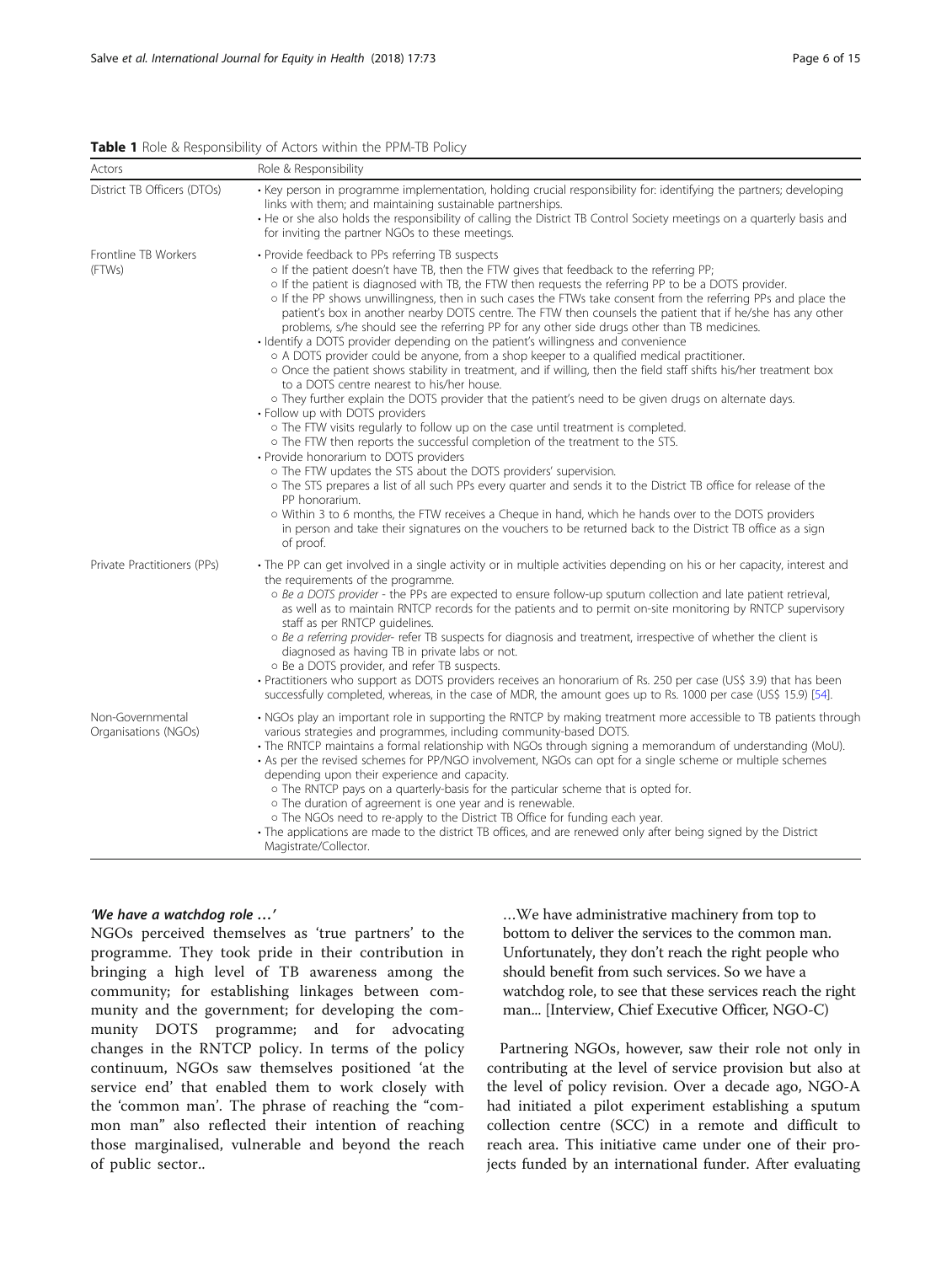**Table 1** Role & Responsibility of Actors within the PPM-TB Policy

| Actors | Role & Responsibility |
| --- | --- |
| District TB Officers (DTOs) | • Key person in programme implementation, holding crucial responsibility for: identifying the partners; developing links with them; and maintaining sustainable partnerships.<br>• He or she also holds the responsibility of calling the District TB Control Society meetings on a quarterly basis and for inviting the partner NGOs to these meetings. |
| Frontline TB Workers (FTWs) | • Provide feedback to PPs referring TB suspects<br>○ If the patient doesn't have TB, then the FTW gives that feedback to the referring PP;<br>○ If the patient is diagnosed with TB, the FTW then requests the referring PP to be a DOTS provider.<br>○ If the PP shows unwillingness, then in such cases the FTWs take consent from the referring PPs and place the patient's box in another nearby DOTS centre. The FTW then counsels the patient that if he/she has any other problems, s/he should see the referring PP for any other side drugs other than TB medicines.<br>• Identify a DOTS provider depending on the patient's willingness and convenience<br>○ A DOTS provider could be anyone, from a shop keeper to a qualified medical practitioner.<br>○ Once the patient shows stability in treatment, and if willing, then the field staff shifts his/her treatment box to a DOTS centre nearest to his/her house.<br>○ They further explain the DOTS provider that the patient's need to be given drugs on alternate days.<br>• Follow up with DOTS providers<br>○ The FTW visits regularly to follow up on the case until treatment is completed.<br>○ The FTW then reports the successful completion of the treatment to the STS.<br>• Provide honorarium to DOTS providers<br>○ The FTW updates the STS about the DOTS providers' supervision.<br>○ The STS prepares a list of all such PPs every quarter and sends it to the District TB office for release of the PP honorarium.<br>○ Within 3 to 6 months, the FTW receives a Cheque in hand, which he hands over to the DOTS providers in person and take their signatures on the vouchers to be returned back to the District TB office as a sign of proof. |
| Private Practitioners (PPs) | • The PP can get involved in a single activity or in multiple activities depending on his or her capacity, interest and the requirements of the programme.<br>○ *Be a DOTS provider* - the PPs are expected to ensure follow-up sputum collection and late patient retrieval, as well as to maintain RNTCP records for the patients and to permit on-site monitoring by RNTCP supervisory staff as per RNTCP guidelines.<br>○ *Be a referring provider*- refer TB suspects for diagnosis and treatment, irrespective of whether the client is diagnosed as having TB in private labs or not.<br>○ Be a DOTS provider, and refer TB suspects.<br>• Practitioners who support as DOTS providers receives an honorarium of Rs. 250 per case (US$ 3.9) that has been successfully completed, whereas, in the case of MDR, the amount goes up to Rs. 1000 per case (US$ 15.9) [54]. |
| Non-Governmental Organisations (NGOs) | • NGOs play an important role in supporting the RNTCP by making treatment more accessible to TB patients through various strategies and programmes, including community-based DOTS.<br>• The RNTCP maintains a formal relationship with NGOs through signing a memorandum of understanding (MoU).<br>• As per the revised schemes for PP/NGO involvement, NGOs can opt for a single scheme or multiple schemes depending upon their experience and capacity.<br>○ The RNTCP pays on a quarterly-basis for the particular scheme that is opted for.<br>○ The duration of agreement is one year and is renewable.<br>○ The NGOs need to re-apply to the District TB Office for funding each year.<br>• The applications are made to the district TB offices, and are renewed only after being signed by the District Magistrate/Collector. |

#### *'We have a watchdog role …'*

NGOs perceived themselves as 'true partners' to the programme. They took pride in their contribution in bringing a high level of TB awareness among the community; for establishing linkages between community and the government; for developing the community DOTS programme; and for advocating changes in the RNTCP policy. In terms of the policy continuum, NGOs saw themselves positioned 'at the service end' that enabled them to work closely with the 'common man'. The phrase of reaching the "common man" also reflected their intention of reaching those marginalised, vulnerable and beyond the reach of public sector..

> …We have administrative machinery from top to bottom to deliver the services to the common man. Unfortunately, they don't reach the right people who should benefit from such services. So we have a watchdog role, to see that these services reach the right man... [Interview, Chief Executive Officer, NGO-C)

Partnering NGOs, however, saw their role not only in contributing at the level of service provision but also at the level of policy revision. Over a decade ago, NGO-A had initiated a pilot experiment establishing a sputum collection centre (SCC) in a remote and difficult to reach area. This initiative came under one of their projects funded by an international funder. After evaluating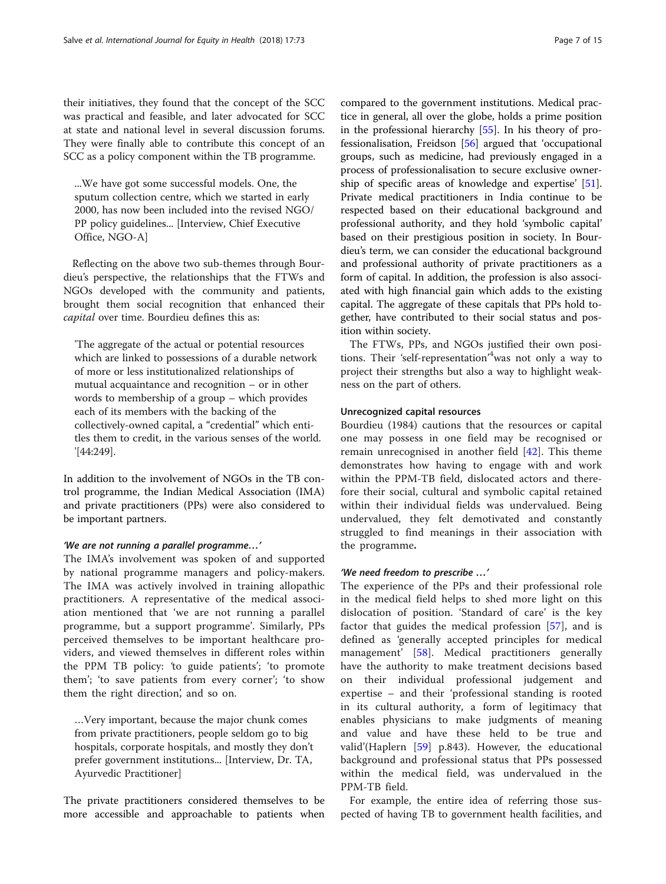their initiatives, they found that the concept of the SCC was practical and feasible, and later advocated for SCC at state and national level in several discussion forums. They were finally able to contribute this concept of an SCC as a policy component within the TB programme.

> ...We have got some successful models. One, the sputum collection centre, which we started in early 2000, has now been included into the revised NGO/ PP policy guidelines... [Interview, Chief Executive Office, NGO-A]

Reflecting on the above two sub-themes through Bourdieu's perspective, the relationships that the FTWs and NGOs developed with the community and patients, brought them social recognition that enhanced their *capital* over time. Bourdieu defines this as:

> 'The aggregate of the actual or potential resources which are linked to possessions of a durable network of more or less institutionalized relationships of mutual acquaintance and recognition – or in other words to membership of a group – which provides each of its members with the backing of the collectively-owned capital, a "credential" which entitles them to credit, in the various senses of the world. '[44:249].

In addition to the involvement of NGOs in the TB control programme, the Indian Medical Association (IMA) and private practitioners (PPs) were also considered to be important partners.

#### *'We are not running a parallel programme…'*

The IMA's involvement was spoken of and supported by national programme managers and policy-makers. The IMA was actively involved in training allopathic practitioners. A representative of the medical association mentioned that 'we are not running a parallel programme, but a support programme'. Similarly, PPs perceived themselves to be important healthcare providers, and viewed themselves in different roles within the PPM TB policy: 'to guide patients'; 'to promote them'; 'to save patients from every corner'; 'to show them the right direction', and so on.

> …Very important, because the major chunk comes from private practitioners, people seldom go to big hospitals, corporate hospitals, and mostly they don't prefer government institutions... [Interview, Dr. TA, Ayurvedic Practitioner]

The private practitioners considered themselves to be more accessible and approachable to patients when compared to the government institutions. Medical practice in general, all over the globe, holds a prime position in the professional hierarchy [55]. In his theory of professionalisation, Freidson [56] argued that 'occupational groups, such as medicine, had previously engaged in a process of professionalisation to secure exclusive ownership of specific areas of knowledge and expertise' [51]. Private medical practitioners in India continue to be respected based on their educational background and professional authority, and they hold 'symbolic capital' based on their prestigious position in society. In Bourdieu's term, we can consider the educational background and professional authority of private practitioners as a form of capital. In addition, the profession is also associated with high financial gain which adds to the existing capital. The aggregate of these capitals that PPs hold together, have contributed to their social status and position within society.

The FTWs, PPs, and NGOs justified their own positions. Their 'self-representation'[4] was not only a way to project their strengths but also a way to highlight weakness on the part of others.

### Unrecognized capital resources

Bourdieu (1984) cautions that the resources or capital one may possess in one field may be recognised or remain unrecognised in another field [42]. This theme demonstrates how having to engage with and work within the PPM-TB field, dislocated actors and therefore their social, cultural and symbolic capital retained within their individual fields was undervalued. Being undervalued, they felt demotivated and constantly struggled to find meanings in their association with the programme**.**

#### *'We need freedom to prescribe …'*

The experience of the PPs and their professional role in the medical field helps to shed more light on this dislocation of position. 'Standard of care' is the key factor that guides the medical profession [57], and is defined as 'generally accepted principles for medical management' [58]. Medical practitioners generally have the authority to make treatment decisions based on their individual professional judgement and expertise – and their 'professional standing is rooted in its cultural authority, a form of legitimacy that enables physicians to make judgments of meaning and value and have these held to be true and valid'(Haplern [59] p.843). However, the educational background and professional status that PPs possessed within the medical field, was undervalued in the PPM-TB field.

For example, the entire idea of referring those suspected of having TB to government health facilities, and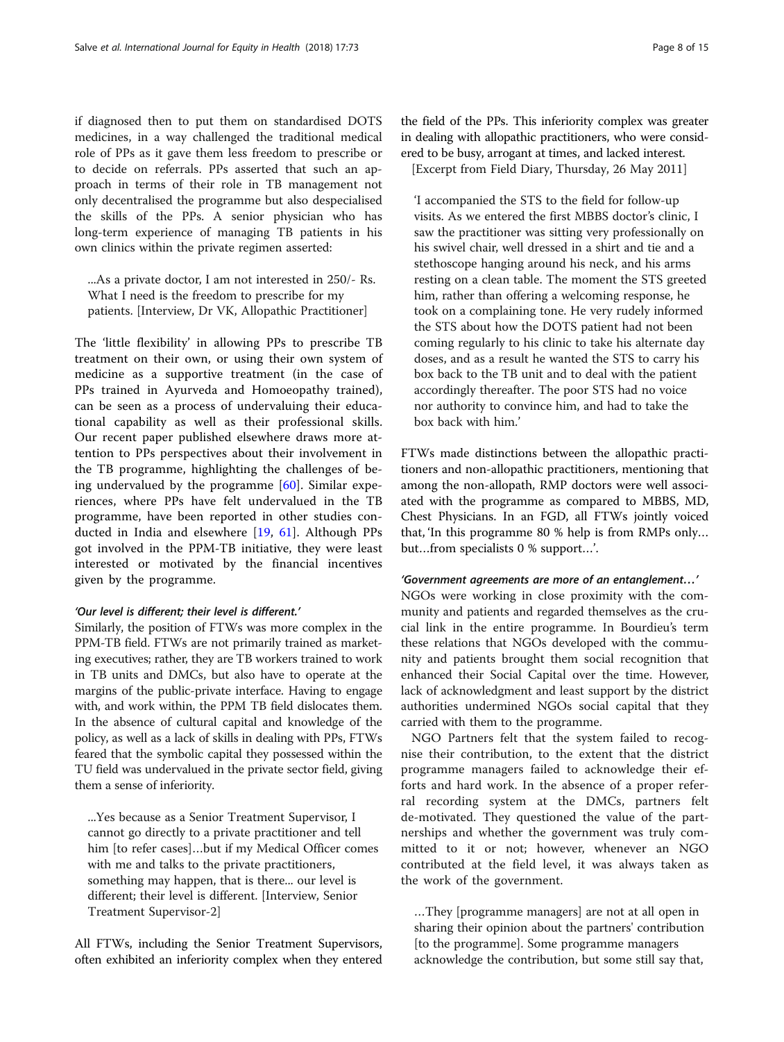if diagnosed then to put them on standardised DOTS medicines, in a way challenged the traditional medical role of PPs as it gave them less freedom to prescribe or to decide on referrals. PPs asserted that such an approach in terms of their role in TB management not only decentralised the programme but also despecialised the skills of the PPs. A senior physician who has long-term experience of managing TB patients in his own clinics within the private regimen asserted:

> ...As a private doctor, I am not interested in 250/- Rs. What I need is the freedom to prescribe for my patients. [Interview, Dr VK, Allopathic Practitioner]

The 'little flexibility' in allowing PPs to prescribe TB treatment on their own, or using their own system of medicine as a supportive treatment (in the case of PPs trained in Ayurveda and Homoeopathy trained), can be seen as a process of undervaluing their educational capability as well as their professional skills. Our recent paper published elsewhere draws more attention to PPs perspectives about their involvement in the TB programme, highlighting the challenges of being undervalued by the programme [60]. Similar experiences, where PPs have felt undervalued in the TB programme, have been reported in other studies conducted in India and elsewhere [19, 61]. Although PPs got involved in the PPM-TB initiative, they were least interested or motivated by the financial incentives given by the programme.

#### *'Our level is different; their level is different.'*

Similarly, the position of FTWs was more complex in the PPM-TB field. FTWs are not primarily trained as marketing executives; rather, they are TB workers trained to work in TB units and DMCs, but also have to operate at the margins of the public-private interface. Having to engage with, and work within, the PPM TB field dislocates them. In the absence of cultural capital and knowledge of the policy, as well as a lack of skills in dealing with PPs, FTWs feared that the symbolic capital they possessed within the TU field was undervalued in the private sector field, giving them a sense of inferiority.

> ...Yes because as a Senior Treatment Supervisor, I cannot go directly to a private practitioner and tell him [to refer cases]…but if my Medical Officer comes with me and talks to the private practitioners, something may happen, that is there... our level is different; their level is different. [Interview, Senior Treatment Supervisor-2]

All FTWs, including the Senior Treatment Supervisors, often exhibited an inferiority complex when they entered the field of the PPs. This inferiority complex was greater in dealing with allopathic practitioners, who were considered to be busy, arrogant at times, and lacked interest.

[Excerpt from Field Diary, Thursday, 26 May 2011]

> 'I accompanied the STS to the field for follow-up visits. As we entered the first MBBS doctor's clinic, I saw the practitioner was sitting very professionally on his swivel chair, well dressed in a shirt and tie and a stethoscope hanging around his neck, and his arms resting on a clean table. The moment the STS greeted him, rather than offering a welcoming response, he took on a complaining tone. He very rudely informed the STS about how the DOTS patient had not been coming regularly to his clinic to take his alternate day doses, and as a result he wanted the STS to carry his box back to the TB unit and to deal with the patient accordingly thereafter. The poor STS had no voice nor authority to convince him, and had to take the box back with him.'

FTWs made distinctions between the allopathic practitioners and non-allopathic practitioners, mentioning that among the non-allopath, RMP doctors were well associated with the programme as compared to MBBS, MD, Chest Physicians. In an FGD, all FTWs jointly voiced that, 'In this programme 80 % help is from RMPs only… but…from specialists 0 % support…'.

#### *'Government agreements are more of an entanglement…'*

NGOs were working in close proximity with the community and patients and regarded themselves as the crucial link in the entire programme. In Bourdieu's term these relations that NGOs developed with the community and patients brought them social recognition that enhanced their Social Capital over the time. However, lack of acknowledgment and least support by the district authorities undermined NGOs social capital that they carried with them to the programme.

NGO Partners felt that the system failed to recognise their contribution, to the extent that the district programme managers failed to acknowledge their efforts and hard work. In the absence of a proper referral recording system at the DMCs, partners felt de-motivated. They questioned the value of the partnerships and whether the government was truly committed to it or not; however, whenever an NGO contributed at the field level, it was always taken as the work of the government.

> …They [programme managers] are not at all open in sharing their opinion about the partners' contribution [to the programme]. Some programme managers acknowledge the contribution, but some still say that,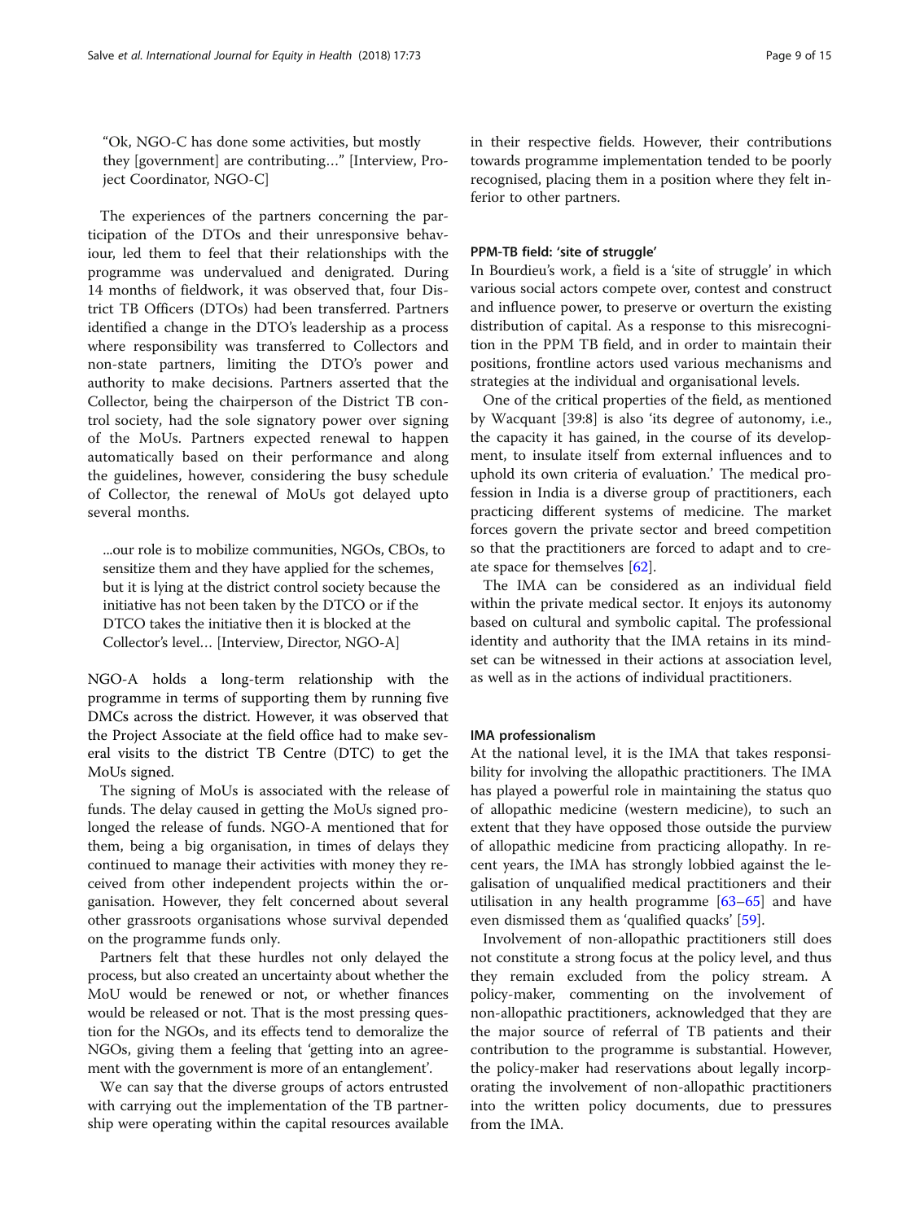"Ok, NGO-C has done some activities, but mostly they [government] are contributing…" [Interview, Project Coordinator, NGO-C]

The experiences of the partners concerning the participation of the DTOs and their unresponsive behaviour, led them to feel that their relationships with the programme was undervalued and denigrated. During 14 months of fieldwork, it was observed that, four District TB Officers (DTOs) had been transferred. Partners identified a change in the DTO's leadership as a process where responsibility was transferred to Collectors and non-state partners, limiting the DTO's power and authority to make decisions. Partners asserted that the Collector, being the chairperson of the District TB control society, had the sole signatory power over signing of the MoUs. Partners expected renewal to happen automatically based on their performance and along the guidelines, however, considering the busy schedule of Collector, the renewal of MoUs got delayed upto several months.

> ...our role is to mobilize communities, NGOs, CBOs, to sensitize them and they have applied for the schemes, but it is lying at the district control society because the initiative has not been taken by the DTCO or if the DTCO takes the initiative then it is blocked at the Collector's level… [Interview, Director, NGO-A]

NGO-A holds a long-term relationship with the programme in terms of supporting them by running five DMCs across the district. However, it was observed that the Project Associate at the field office had to make several visits to the district TB Centre (DTC) to get the MoUs signed.

The signing of MoUs is associated with the release of funds. The delay caused in getting the MoUs signed prolonged the release of funds. NGO-A mentioned that for them, being a big organisation, in times of delays they continued to manage their activities with money they received from other independent projects within the organisation. However, they felt concerned about several other grassroots organisations whose survival depended on the programme funds only.

Partners felt that these hurdles not only delayed the process, but also created an uncertainty about whether the MoU would be renewed or not, or whether finances would be released or not. That is the most pressing question for the NGOs, and its effects tend to demoralize the NGOs, giving them a feeling that 'getting into an agreement with the government is more of an entanglement'.

We can say that the diverse groups of actors entrusted with carrying out the implementation of the TB partnership were operating within the capital resources available in their respective fields. However, their contributions towards programme implementation tended to be poorly recognised, placing them in a position where they felt inferior to other partners.

### PPM-TB field: 'site of struggle'

In Bourdieu's work, a field is a 'site of struggle' in which various social actors compete over, contest and construct and influence power, to preserve or overturn the existing distribution of capital. As a response to this misrecognition in the PPM TB field, and in order to maintain their positions, frontline actors used various mechanisms and strategies at the individual and organisational levels.

One of the critical properties of the field, as mentioned by Wacquant [39:8] is also 'its degree of autonomy, i.e., the capacity it has gained, in the course of its development, to insulate itself from external influences and to uphold its own criteria of evaluation.' The medical profession in India is a diverse group of practitioners, each practicing different systems of medicine. The market forces govern the private sector and breed competition so that the practitioners are forced to adapt and to create space for themselves [62].

The IMA can be considered as an individual field within the private medical sector. It enjoys its autonomy based on cultural and symbolic capital. The professional identity and authority that the IMA retains in its mindset can be witnessed in their actions at association level, as well as in the actions of individual practitioners.

### IMA professionalism

At the national level, it is the IMA that takes responsibility for involving the allopathic practitioners. The IMA has played a powerful role in maintaining the status quo of allopathic medicine (western medicine), to such an extent that they have opposed those outside the purview of allopathic medicine from practicing allopathy. In recent years, the IMA has strongly lobbied against the legalisation of unqualified medical practitioners and their utilisation in any health programme [63–65] and have even dismissed them as 'qualified quacks' [59].

Involvement of non-allopathic practitioners still does not constitute a strong focus at the policy level, and thus they remain excluded from the policy stream. A policy-maker, commenting on the involvement of non-allopathic practitioners, acknowledged that they are the major source of referral of TB patients and their contribution to the programme is substantial. However, the policy-maker had reservations about legally incorporating the involvement of non-allopathic practitioners into the written policy documents, due to pressures from the IMA.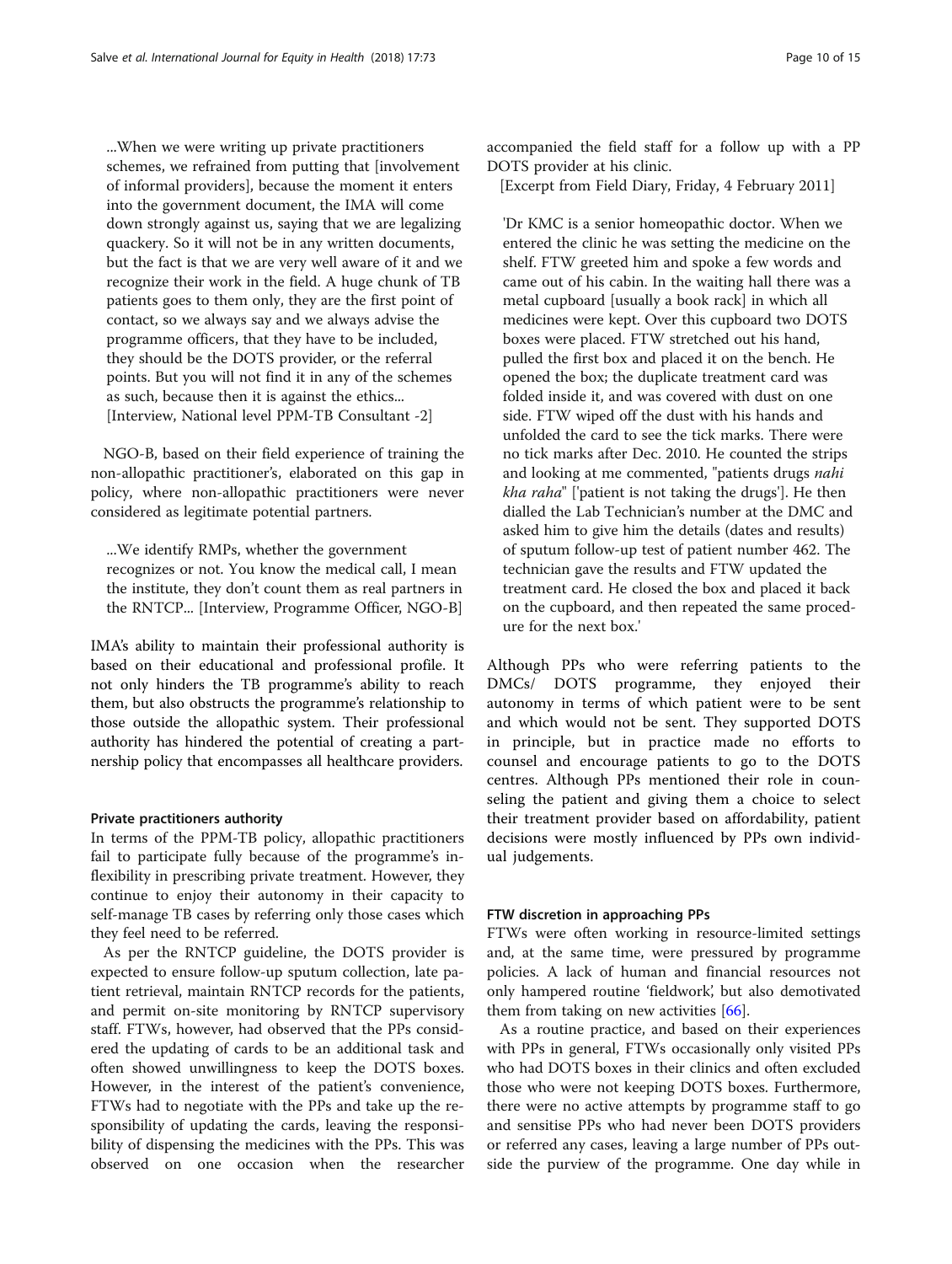...When we were writing up private practitioners schemes, we refrained from putting that [involvement of informal providers], because the moment it enters into the government document, the IMA will come down strongly against us, saying that we are legalizing quackery. So it will not be in any written documents, but the fact is that we are very well aware of it and we recognize their work in the field. A huge chunk of TB patients goes to them only, they are the first point of contact, so we always say and we always advise the programme officers, that they have to be included, they should be the DOTS provider, or the referral points. But you will not find it in any of the schemes as such, because then it is against the ethics... [Interview, National level PPM-TB Consultant -2]

NGO-B, based on their field experience of training the non-allopathic practitioner's, elaborated on this gap in policy, where non-allopathic practitioners were never considered as legitimate potential partners.

...We identify RMPs, whether the government recognizes or not. You know the medical call, I mean the institute, they don't count them as real partners in the RNTCP... [Interview, Programme Officer, NGO-B]

IMA's ability to maintain their professional authority is based on their educational and professional profile. It not only hinders the TB programme's ability to reach them, but also obstructs the programme's relationship to those outside the allopathic system. Their professional authority has hindered the potential of creating a partnership policy that encompasses all healthcare providers.

#### Private practitioners authority

In terms of the PPM-TB policy, allopathic practitioners fail to participate fully because of the programme's inflexibility in prescribing private treatment. However, they continue to enjoy their autonomy in their capacity to self-manage TB cases by referring only those cases which they feel need to be referred.

As per the RNTCP guideline, the DOTS provider is expected to ensure follow-up sputum collection, late patient retrieval, maintain RNTCP records for the patients, and permit on-site monitoring by RNTCP supervisory staff. FTWs, however, had observed that the PPs considered the updating of cards to be an additional task and often showed unwillingness to keep the DOTS boxes. However, in the interest of the patient's convenience, FTWs had to negotiate with the PPs and take up the responsibility of updating the cards, leaving the responsibility of dispensing the medicines with the PPs. This was observed on one occasion when the researcher accompanied the field staff for a follow up with a PP DOTS provider at his clinic.

[Excerpt from Field Diary, Friday, 4 February 2011]

'Dr KMC is a senior homeopathic doctor. When we entered the clinic he was setting the medicine on the shelf. FTW greeted him and spoke a few words and came out of his cabin. In the waiting hall there was a metal cupboard [usually a book rack] in which all medicines were kept. Over this cupboard two DOTS boxes were placed. FTW stretched out his hand, pulled the first box and placed it on the bench. He opened the box; the duplicate treatment card was folded inside it, and was covered with dust on one side. FTW wiped off the dust with his hands and unfolded the card to see the tick marks. There were no tick marks after Dec. 2010. He counted the strips and looking at me commented, "patients drugs *nahi kha raha*" ['patient is not taking the drugs']. He then dialled the Lab Technician's number at the DMC and asked him to give him the details (dates and results) of sputum follow-up test of patient number 462. The technician gave the results and FTW updated the treatment card. He closed the box and placed it back on the cupboard, and then repeated the same procedure for the next box.'

Although PPs who were referring patients to the DMCs/ DOTS programme, they enjoyed their autonomy in terms of which patient were to be sent and which would not be sent. They supported DOTS in principle, but in practice made no efforts to counsel and encourage patients to go to the DOTS centres. Although PPs mentioned their role in counseling the patient and giving them a choice to select their treatment provider based on affordability, patient decisions were mostly influenced by PPs own individual judgements.

#### FTW discretion in approaching PPs

FTWs were often working in resource-limited settings and, at the same time, were pressured by programme policies. A lack of human and financial resources not only hampered routine 'fieldwork', but also demotivated them from taking on new activities [66].

As a routine practice, and based on their experiences with PPs in general, FTWs occasionally only visited PPs who had DOTS boxes in their clinics and often excluded those who were not keeping DOTS boxes. Furthermore, there were no active attempts by programme staff to go and sensitise PPs who had never been DOTS providers or referred any cases, leaving a large number of PPs outside the purview of the programme. One day while in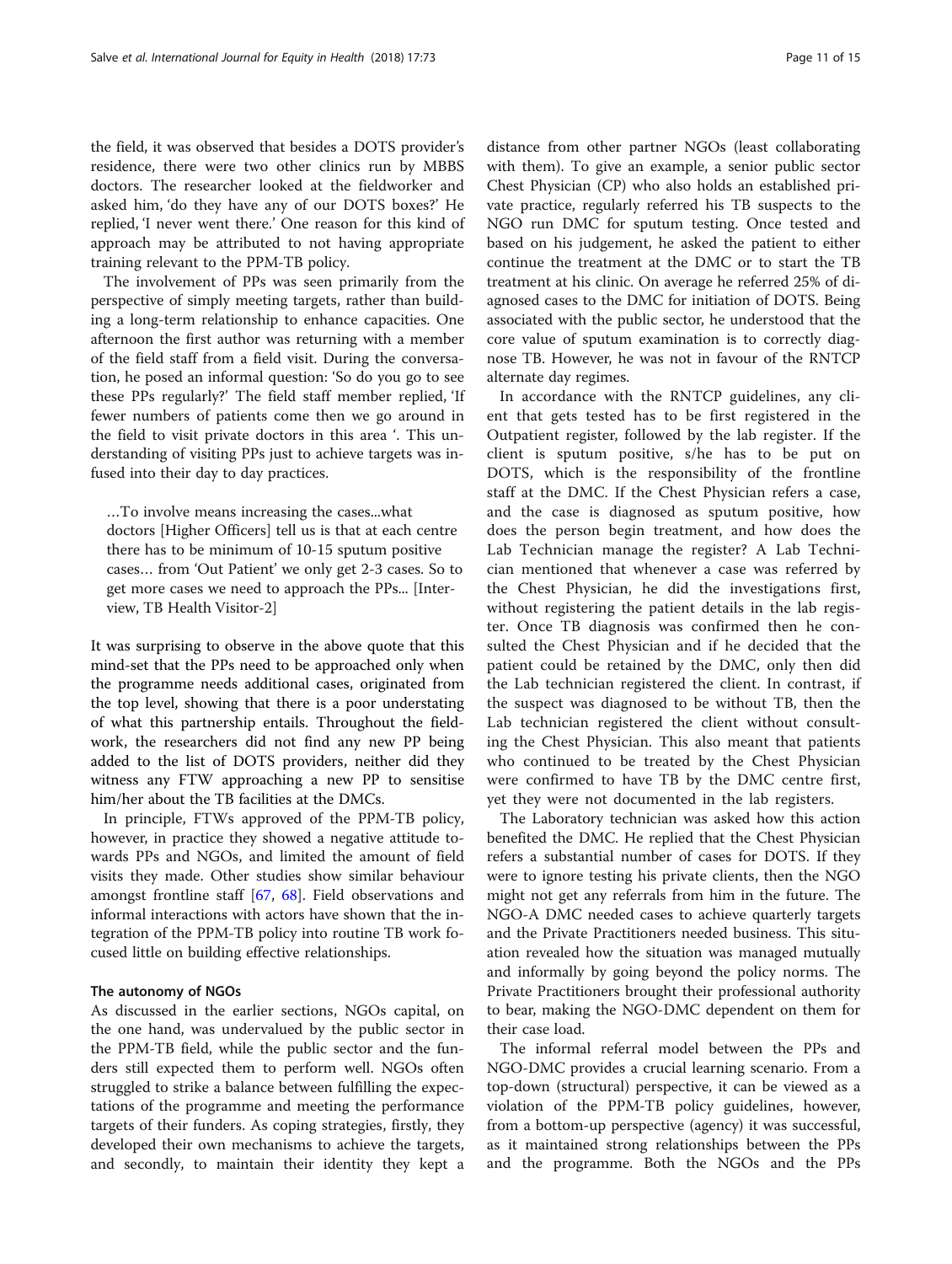the field, it was observed that besides a DOTS provider's residence, there were two other clinics run by MBBS doctors. The researcher looked at the fieldworker and asked him, 'do they have any of our DOTS boxes?' He replied, 'I never went there.' One reason for this kind of approach may be attributed to not having appropriate training relevant to the PPM-TB policy.

The involvement of PPs was seen primarily from the perspective of simply meeting targets, rather than building a long-term relationship to enhance capacities. One afternoon the first author was returning with a member of the field staff from a field visit. During the conversation, he posed an informal question: 'So do you go to see these PPs regularly?' The field staff member replied, 'If fewer numbers of patients come then we go around in the field to visit private doctors in this area '. This understanding of visiting PPs just to achieve targets was infused into their day to day practices.

> …To involve means increasing the cases...what doctors [Higher Officers] tell us is that at each centre there has to be minimum of 10-15 sputum positive cases… from 'Out Patient' we only get 2-3 cases. So to get more cases we need to approach the PPs... [Interview, TB Health Visitor-2]

It was surprising to observe in the above quote that this mind-set that the PPs need to be approached only when the programme needs additional cases, originated from the top level, showing that there is a poor understating of what this partnership entails. Throughout the fieldwork, the researchers did not find any new PP being added to the list of DOTS providers, neither did they witness any FTW approaching a new PP to sensitise him/her about the TB facilities at the DMCs.

In principle, FTWs approved of the PPM-TB policy, however, in practice they showed a negative attitude towards PPs and NGOs, and limited the amount of field visits they made. Other studies show similar behaviour amongst frontline staff [67, 68]. Field observations and informal interactions with actors have shown that the integration of the PPM-TB policy into routine TB work focused little on building effective relationships.

#### The autonomy of NGOs

As discussed in the earlier sections, NGOs capital, on the one hand, was undervalued by the public sector in the PPM-TB field, while the public sector and the funders still expected them to perform well. NGOs often struggled to strike a balance between fulfilling the expectations of the programme and meeting the performance targets of their funders. As coping strategies, firstly, they developed their own mechanisms to achieve the targets, and secondly, to maintain their identity they kept a distance from other partner NGOs (least collaborating with them). To give an example, a senior public sector Chest Physician (CP) who also holds an established private practice, regularly referred his TB suspects to the NGO run DMC for sputum testing. Once tested and based on his judgement, he asked the patient to either continue the treatment at the DMC or to start the TB treatment at his clinic. On average he referred 25% of diagnosed cases to the DMC for initiation of DOTS. Being associated with the public sector, he understood that the core value of sputum examination is to correctly diagnose TB. However, he was not in favour of the RNTCP alternate day regimes.

In accordance with the RNTCP guidelines, any client that gets tested has to be first registered in the Outpatient register, followed by the lab register. If the client is sputum positive, s/he has to be put on DOTS, which is the responsibility of the frontline staff at the DMC. If the Chest Physician refers a case, and the case is diagnosed as sputum positive, how does the person begin treatment, and how does the Lab Technician manage the register? A Lab Technician mentioned that whenever a case was referred by the Chest Physician, he did the investigations first, without registering the patient details in the lab register. Once TB diagnosis was confirmed then he consulted the Chest Physician and if he decided that the patient could be retained by the DMC, only then did the Lab technician registered the client. In contrast, if the suspect was diagnosed to be without TB, then the Lab technician registered the client without consulting the Chest Physician. This also meant that patients who continued to be treated by the Chest Physician were confirmed to have TB by the DMC centre first, yet they were not documented in the lab registers.

The Laboratory technician was asked how this action benefited the DMC. He replied that the Chest Physician refers a substantial number of cases for DOTS. If they were to ignore testing his private clients, then the NGO might not get any referrals from him in the future. The NGO-A DMC needed cases to achieve quarterly targets and the Private Practitioners needed business. This situation revealed how the situation was managed mutually and informally by going beyond the policy norms. The Private Practitioners brought their professional authority to bear, making the NGO-DMC dependent on them for their case load.

The informal referral model between the PPs and NGO-DMC provides a crucial learning scenario. From a top-down (structural) perspective, it can be viewed as a violation of the PPM-TB policy guidelines, however, from a bottom-up perspective (agency) it was successful, as it maintained strong relationships between the PPs and the programme. Both the NGOs and the PPs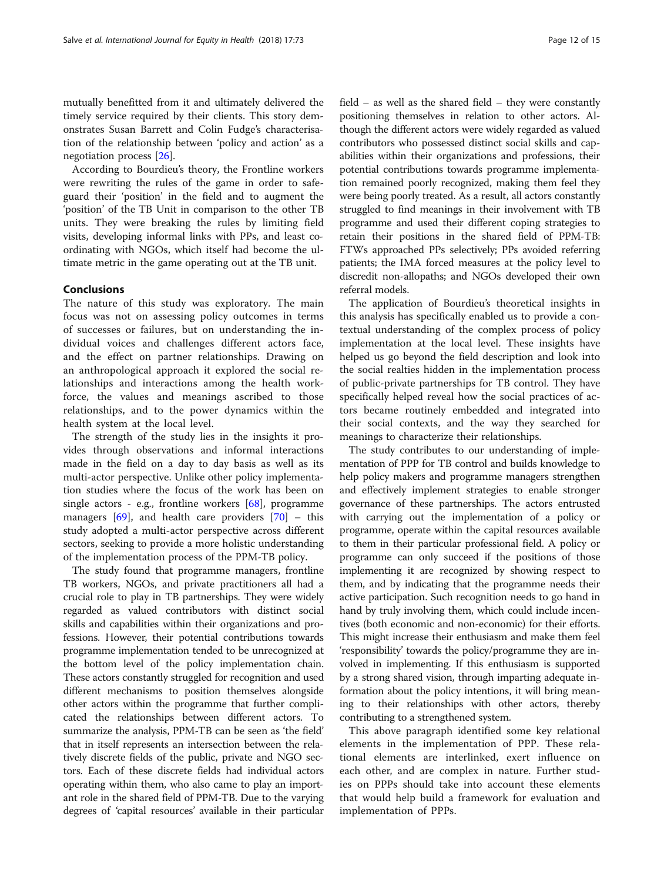mutually benefitted from it and ultimately delivered the timely service required by their clients. This story demonstrates Susan Barrett and Colin Fudge's characterisation of the relationship between 'policy and action' as a negotiation process [26].

According to Bourdieu's theory, the Frontline workers were rewriting the rules of the game in order to safeguard their 'position' in the field and to augment the 'position' of the TB Unit in comparison to the other TB units. They were breaking the rules by limiting field visits, developing informal links with PPs, and least coordinating with NGOs, which itself had become the ultimate metric in the game operating out at the TB unit.

## Conclusions

The nature of this study was exploratory. The main focus was not on assessing policy outcomes in terms of successes or failures, but on understanding the individual voices and challenges different actors face, and the effect on partner relationships. Drawing on an anthropological approach it explored the social relationships and interactions among the health workforce, the values and meanings ascribed to those relationships, and to the power dynamics within the health system at the local level.

The strength of the study lies in the insights it provides through observations and informal interactions made in the field on a day to day basis as well as its multi-actor perspective. Unlike other policy implementation studies where the focus of the work has been on single actors - e.g., frontline workers [68], programme managers [69], and health care providers [70] – this study adopted a multi-actor perspective across different sectors, seeking to provide a more holistic understanding of the implementation process of the PPM-TB policy.

The study found that programme managers, frontline TB workers, NGOs, and private practitioners all had a crucial role to play in TB partnerships. They were widely regarded as valued contributors with distinct social skills and capabilities within their organizations and professions. However, their potential contributions towards programme implementation tended to be unrecognized at the bottom level of the policy implementation chain. These actors constantly struggled for recognition and used different mechanisms to position themselves alongside other actors within the programme that further complicated the relationships between different actors. To summarize the analysis, PPM-TB can be seen as 'the field' that in itself represents an intersection between the relatively discrete fields of the public, private and NGO sectors. Each of these discrete fields had individual actors operating within them, who also came to play an important role in the shared field of PPM-TB. Due to the varying degrees of 'capital resources' available in their particular field – as well as the shared field – they were constantly positioning themselves in relation to other actors. Although the different actors were widely regarded as valued contributors who possessed distinct social skills and capabilities within their organizations and professions, their potential contributions towards programme implementation remained poorly recognized, making them feel they were being poorly treated. As a result, all actors constantly struggled to find meanings in their involvement with TB programme and used their different coping strategies to retain their positions in the shared field of PPM-TB: FTWs approached PPs selectively; PPs avoided referring patients; the IMA forced measures at the policy level to discredit non-allopaths; and NGOs developed their own referral models.

The application of Bourdieu's theoretical insights in this analysis has specifically enabled us to provide a contextual understanding of the complex process of policy implementation at the local level. These insights have helped us go beyond the field description and look into the social realties hidden in the implementation process of public-private partnerships for TB control. They have specifically helped reveal how the social practices of actors became routinely embedded and integrated into their social contexts, and the way they searched for meanings to characterize their relationships.

The study contributes to our understanding of implementation of PPP for TB control and builds knowledge to help policy makers and programme managers strengthen and effectively implement strategies to enable stronger governance of these partnerships. The actors entrusted with carrying out the implementation of a policy or programme, operate within the capital resources available to them in their particular professional field. A policy or programme can only succeed if the positions of those implementing it are recognized by showing respect to them, and by indicating that the programme needs their active participation. Such recognition needs to go hand in hand by truly involving them, which could include incentives (both economic and non-economic) for their efforts. This might increase their enthusiasm and make them feel 'responsibility' towards the policy/programme they are involved in implementing. If this enthusiasm is supported by a strong shared vision, through imparting adequate information about the policy intentions, it will bring meaning to their relationships with other actors, thereby contributing to a strengthened system.

This above paragraph identified some key relational elements in the implementation of PPP. These relational elements are interlinked, exert influence on each other, and are complex in nature. Further studies on PPPs should take into account these elements that would help build a framework for evaluation and implementation of PPPs.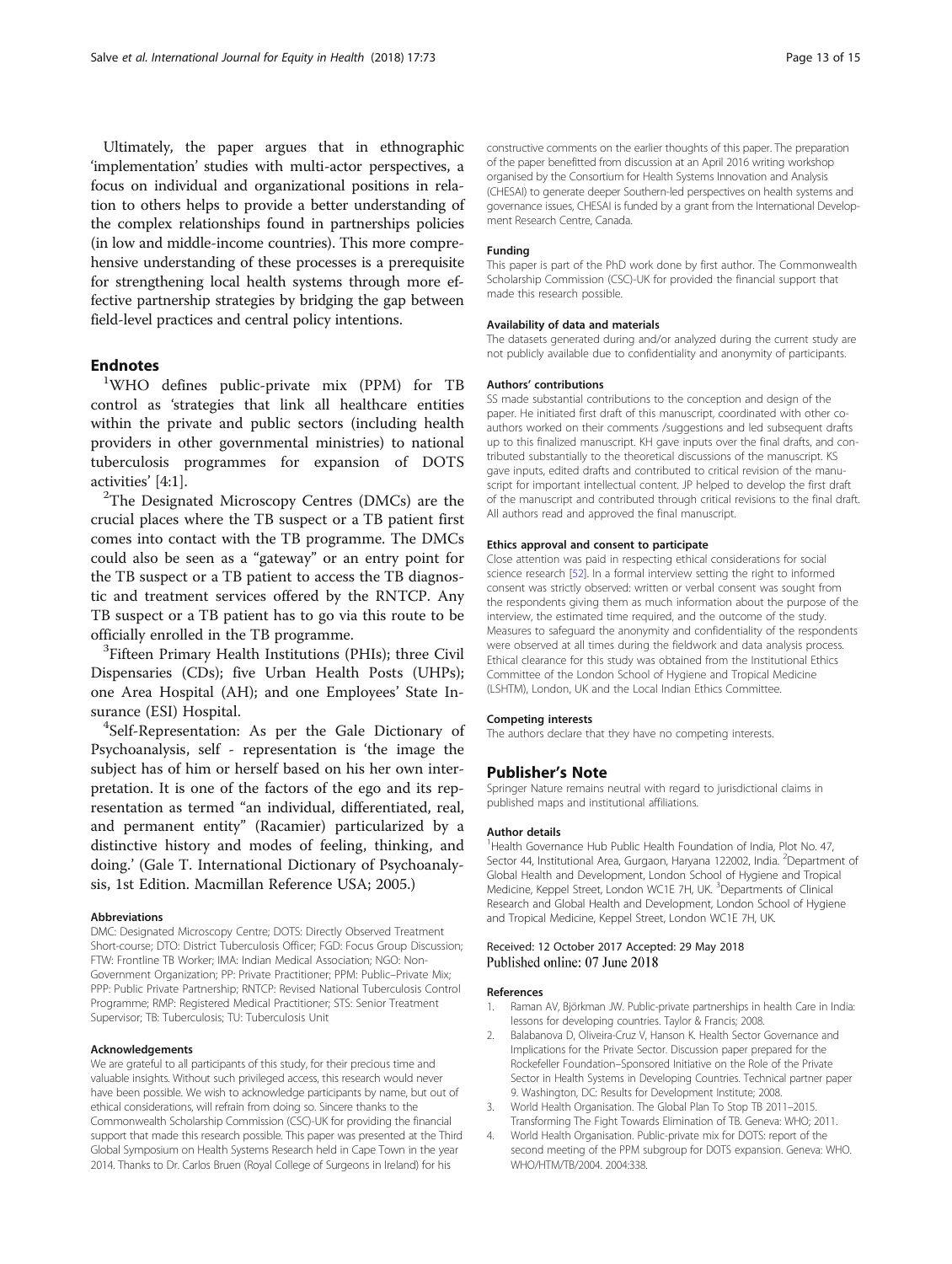Ultimately, the paper argues that in ethnographic 'implementation' studies with multi-actor perspectives, a focus on individual and organizational positions in relation to others helps to provide a better understanding of the complex relationships found in partnerships policies (in low and middle-income countries). This more comprehensive understanding of these processes is a prerequisite for strengthening local health systems through more effective partnership strategies by bridging the gap between field-level practices and central policy intentions.

## Endnotes

[1]WHO defines public-private mix (PPM) for TB control as 'strategies that link all healthcare entities within the private and public sectors (including health providers in other governmental ministries) to national tuberculosis programmes for expansion of DOTS activities' [4:1].

[2]The Designated Microscopy Centres (DMCs) are the crucial places where the TB suspect or a TB patient first comes into contact with the TB programme. The DMCs could also be seen as a "gateway" or an entry point for the TB suspect or a TB patient to access the TB diagnostic and treatment services offered by the RNTCP. Any TB suspect or a TB patient has to go via this route to be officially enrolled in the TB programme.

[3]Fifteen Primary Health Institutions (PHIs); three Civil Dispensaries (CDs); five Urban Health Posts (UHPs); one Area Hospital (AH); and one Employees' State Insurance (ESI) Hospital.

[4]Self-Representation: As per the Gale Dictionary of Psychoanalysis, self - representation is 'the image the subject has of him or herself based on his her own interpretation. It is one of the factors of the ego and its representation as termed "an individual, differentiated, real, and permanent entity" (Racamier) particularized by a distinctive history and modes of feeling, thinking, and doing.' (Gale T. International Dictionary of Psychoanalysis, 1st Edition. Macmillan Reference USA; 2005.)

#### Abbreviations

DMC: Designated Microscopy Centre; DOTS: Directly Observed Treatment Short-course; DTO: District Tuberculosis Officer; FGD: Focus Group Discussion; FTW: Frontline TB Worker; IMA: Indian Medical Association; NGO: Non-Government Organization; PP: Private Practitioner; PPM: Public–Private Mix; PPP: Public Private Partnership; RNTCP: Revised National Tuberculosis Control Programme; RMP: Registered Medical Practitioner; STS: Senior Treatment Supervisor; TB: Tuberculosis; TU: Tuberculosis Unit

#### Acknowledgements

We are grateful to all participants of this study, for their precious time and valuable insights. Without such privileged access, this research would never have been possible. We wish to acknowledge participants by name, but out of ethical considerations, will refrain from doing so. Sincere thanks to the Commonwealth Scholarship Commission (CSC)-UK for providing the financial support that made this research possible. This paper was presented at the Third Global Symposium on Health Systems Research held in Cape Town in the year 2014. Thanks to Dr. Carlos Bruen (Royal College of Surgeons in Ireland) for his constructive comments on the earlier thoughts of this paper. The preparation of the paper benefitted from discussion at an April 2016 writing workshop organised by the Consortium for Health Systems Innovation and Analysis (CHESAI) to generate deeper Southern-led perspectives on health systems and governance issues, CHESAI is funded by a grant from the International Development Research Centre, Canada.

#### Funding

This paper is part of the PhD work done by first author. The Commonwealth Scholarship Commission (CSC)-UK for provided the financial support that made this research possible.

#### Availability of data and materials

The datasets generated during and/or analyzed during the current study are not publicly available due to confidentiality and anonymity of participants.

#### Authors' contributions

SS made substantial contributions to the conception and design of the paper. He initiated first draft of this manuscript, coordinated with other co-authors worked on their comments /suggestions and led subsequent drafts up to this finalized manuscript. KH gave inputs over the final drafts, and contributed substantially to the theoretical discussions of the manuscript. KS gave inputs, edited drafts and contributed to critical revision of the manuscript for important intellectual content. JP helped to develop the first draft of the manuscript and contributed through critical revisions to the final draft. All authors read and approved the final manuscript.

#### Ethics approval and consent to participate

Close attention was paid in respecting ethical considerations for social science research [52]. In a formal interview setting the right to informed consent was strictly observed: written or verbal consent was sought from the respondents giving them as much information about the purpose of the interview, the estimated time required, and the outcome of the study. Measures to safeguard the anonymity and confidentiality of the respondents were observed at all times during the fieldwork and data analysis process. Ethical clearance for this study was obtained from the Institutional Ethics Committee of the London School of Hygiene and Tropical Medicine (LSHTM), London, UK and the Local Indian Ethics Committee.

#### Competing interests

The authors declare that they have no competing interests.

## Publisher's Note

Springer Nature remains neutral with regard to jurisdictional claims in published maps and institutional affiliations.

#### Author details

[1]Health Governance Hub Public Health Foundation of India, Plot No. 47, Sector 44, Institutional Area, Gurgaon, Haryana 122002, India. [2]Department of Global Health and Development, London School of Hygiene and Tropical Medicine, Keppel Street, London WC1E 7H, UK. [3]Departments of Clinical Research and Global Health and Development, London School of Hygiene and Tropical Medicine, Keppel Street, London WC1E 7H, UK.

Received: 12 October 2017 Accepted: 29 May 2018
Published online: 07 June 2018

#### References

1. Raman AV, Björkman JW. Public-private partnerships in health Care in India: lessons for developing countries. Taylor & Francis; 2008.
2. Balabanova D, Oliveira-Cruz V, Hanson K. Health Sector Governance and Implications for the Private Sector. Discussion paper prepared for the Rockefeller Foundation–Sponsored Initiative on the Role of the Private Sector in Health Systems in Developing Countries. Technical partner paper 9. Washington, DC: Results for Development Institute; 2008.
3. World Health Organisation. The Global Plan To Stop TB 2011–2015. Transforming The Fight Towards Elimination of TB. Geneva: WHO; 2011.
4. World Health Organisation. Public-private mix for DOTS: report of the second meeting of the PPM subgroup for DOTS expansion. Geneva: WHO. WHO/HTM/TB/2004. 2004:338.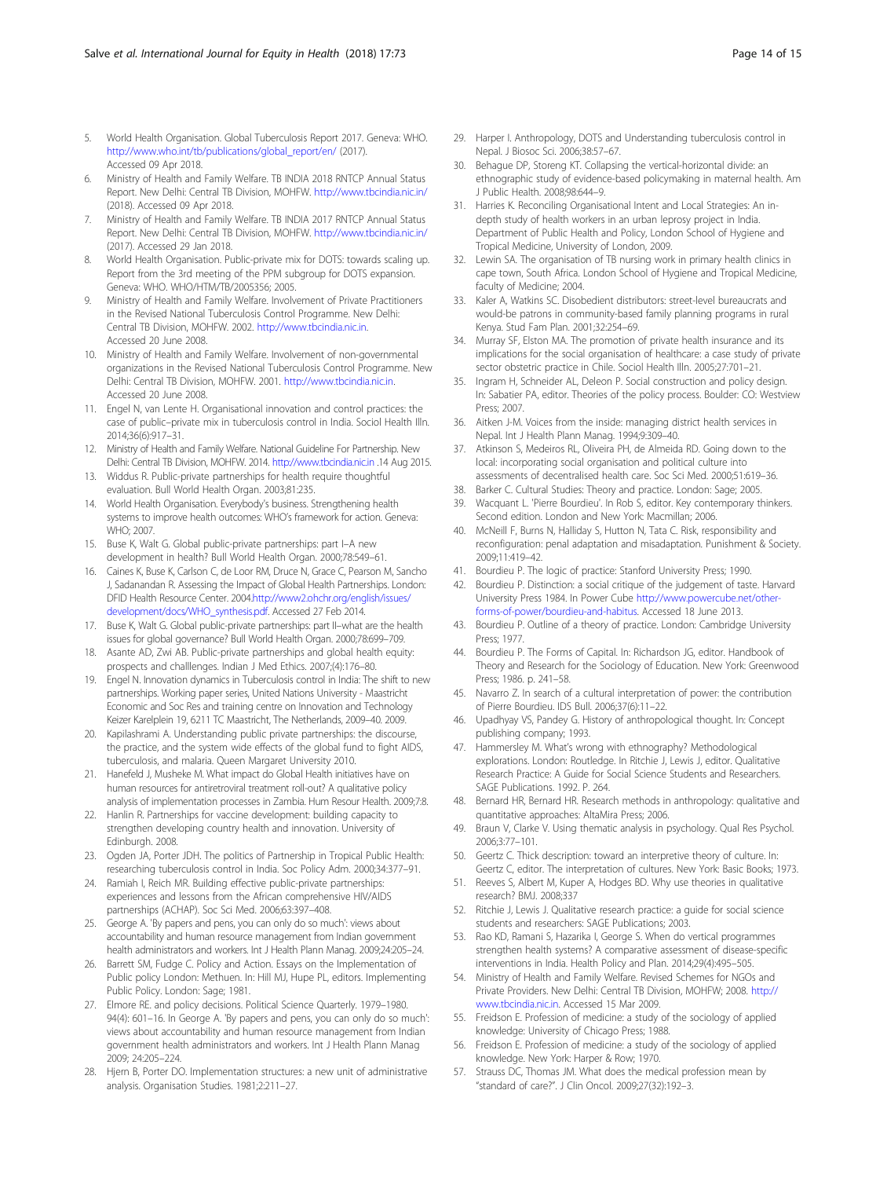5. World Health Organisation. Global Tuberculosis Report 2017. Geneva: WHO. http://www.who.int/tb/publications/global_report/en/ (2017). Accessed 09 Apr 2018.
6. Ministry of Health and Family Welfare. TB INDIA 2018 RNTCP Annual Status Report. New Delhi: Central TB Division, MOHFW. http://www.tbcindia.nic.in/ (2018). Accessed 09 Apr 2018.
7. Ministry of Health and Family Welfare. TB INDIA 2017 RNTCP Annual Status Report. New Delhi: Central TB Division, MOHFW. http://www.tbcindia.nic.in/ (2017). Accessed 29 Jan 2018.
8. World Health Organisation. Public-private mix for DOTS: towards scaling up. Report from the 3rd meeting of the PPM subgroup for DOTS expansion. Geneva: WHO. WHO/HTM/TB/2005356; 2005.
9. Ministry of Health and Family Welfare. Involvement of Private Practitioners in the Revised National Tuberculosis Control Programme. New Delhi: Central TB Division, MOHFW. 2002. http://www.tbcindia.nic.in. Accessed 20 June 2008.
10. Ministry of Health and Family Welfare. Involvement of non-governmental organizations in the Revised National Tuberculosis Control Programme. New Delhi: Central TB Division, MOHFW. 2001. http://www.tbcindia.nic.in. Accessed 20 June 2008.
11. Engel N, van Lente H. Organisational innovation and control practices: the case of public–private mix in tuberculosis control in India. Sociol Health Illn. 2014;36(6):917–31.
12. Ministry of Health and Family Welfare. National Guideline For Partnership. New Delhi: Central TB Division, MOHFW. 2014. http://www.tbcindia.nic.in .14 Aug 2015.
13. Widdus R. Public-private partnerships for health require thoughtful evaluation. Bull World Health Organ. 2003;81:235.
14. World Health Organisation. Everybody's business. Strengthening health systems to improve health outcomes: WHO's framework for action. Geneva: WHO; 2007.
15. Buse K, Walt G. Global public-private partnerships: part I–A new development in health? Bull World Health Organ. 2000;78:549–61.
16. Caines K, Buse K, Carlson C, de Loor RM, Druce N, Grace C, Pearson M, Sancho J, Sadanandan R. Assessing the Impact of Global Health Partnerships. London: DFID Health Resource Center. 2004.http://www2.ohchr.org/english/issues/development/docs/WHO_synthesis.pdf. Accessed 27 Feb 2014.
17. Buse K, Walt G. Global public-private partnerships: part II–what are the health issues for global governance? Bull World Health Organ. 2000;78:699–709.
18. Asante AD, Zwi AB. Public-private partnerships and global health equity: prospects and challlenges. Indian J Med Ethics. 2007;(4):176–80.
19. Engel N. Innovation dynamics in Tuberculosis control in India: The shift to new partnerships. Working paper series, United Nations University - Maastricht Economic and Soc Res and training centre on Innovation and Technology Keizer Karelplein 19, 6211 TC Maastricht, The Netherlands, 2009–40. 2009.
20. Kapilashrami A. Understanding public private partnerships: the discourse, the practice, and the system wide effects of the global fund to fight AIDS, tuberculosis, and malaria. Queen Margaret University 2010.
21. Hanefeld J, Musheke M. What impact do Global Health initiatives have on human resources for antiretroviral treatment roll-out? A qualitative policy analysis of implementation processes in Zambia. Hum Resour Health. 2009;7:8.
22. Hanlin R. Partnerships for vaccine development: building capacity to strengthen developing country health and innovation. University of Edinburgh. 2008.
23. Ogden JA, Porter JDH. The politics of Partnership in Tropical Public Health: researching tuberculosis control in India. Soc Policy Adm. 2000;34:377–91.
24. Ramiah I, Reich MR. Building effective public-private partnerships: experiences and lessons from the African comprehensive HIV/AIDS partnerships (ACHAP). Soc Sci Med. 2006;63:397–408.
25. George A. 'By papers and pens, you can only do so much': views about accountability and human resource management from Indian government health administrators and workers. Int J Health Plann Manag. 2009;24:205–24.
26. Barrett SM, Fudge C. Policy and Action. Essays on the Implementation of Public policy London: Methuen. In: Hill MJ, Hupe PL, editors. Implementing Public Policy. London: Sage; 1981.
27. Elmore RE. and policy decisions. Political Science Quarterly. 1979–1980. 94(4): 601–16. In George A. 'By papers and pens, you can only do so much': views about accountability and human resource management from Indian government health administrators and workers. Int J Health Plann Manag 2009; 24:205–224.
28. Hjern B, Porter DO. Implementation structures: a new unit of administrative analysis. Organisation Studies. 1981;2:211–27.
29. Harper I. Anthropology, DOTS and Understanding tuberculosis control in Nepal. J Biosoc Sci. 2006;38:57–67.
30. Behague DP, Storeng KT. Collapsing the vertical-horizontal divide: an ethnographic study of evidence-based policymaking in maternal health. Am J Public Health. 2008;98:644–9.
31. Harries K. Reconciling Organisational Intent and Local Strategies: An in-depth study of health workers in an urban leprosy project in India. Department of Public Health and Policy, London School of Hygiene and Tropical Medicine, University of London, 2009.
32. Lewin SA. The organisation of TB nursing work in primary health clinics in cape town, South Africa. London School of Hygiene and Tropical Medicine, faculty of Medicine; 2004.
33. Kaler A, Watkins SC. Disobedient distributors: street-level bureaucrats and would-be patrons in community-based family planning programs in rural Kenya. Stud Fam Plan. 2001;32:254–69.
34. Murray SF, Elston MA. The promotion of private health insurance and its implications for the social organisation of healthcare: a case study of private sector obstetric practice in Chile. Sociol Health Illn. 2005;27:701–21.
35. Ingram H, Schneider AL, Deleon P. Social construction and policy design. In: Sabatier PA, editor. Theories of the policy process. Boulder: CO: Westview Press; 2007.
36. Aitken J-M. Voices from the inside: managing district health services in Nepal. Int J Health Plann Manag. 1994;9:309–40.
37. Atkinson S, Medeiros RL, Oliveira PH, de Almeida RD. Going down to the local: incorporating social organisation and political culture into assessments of decentralised health care. Soc Sci Med. 2000;51:619–36.
38. Barker C. Cultural Studies: Theory and practice. London: Sage; 2005.
39. Wacquant L. 'Pierre Bourdieu'. In Rob S, editor. Key contemporary thinkers. Second edition. London and New York: Macmillan; 2006.
40. McNeill F, Burns N, Halliday S, Hutton N, Tata C. Risk, responsibility and reconfiguration: penal adaptation and misadaptation. Punishment & Society. 2009;11:419–42.
41. Bourdieu P. The logic of practice: Stanford University Press; 1990.
42. Bourdieu P. Distinction: a social critique of the judgement of taste. Harvard University Press 1984. In Power Cube http://www.powercube.net/other-forms-of-power/bourdieu-and-habitus. Accessed 18 June 2013.
43. Bourdieu P. Outline of a theory of practice. London: Cambridge University Press; 1977.
44. Bourdieu P. The Forms of Capital. In: Richardson JG, editor. Handbook of Theory and Research for the Sociology of Education. New York: Greenwood Press; 1986. p. 241–58.
45. Navarro Z. In search of a cultural interpretation of power: the contribution of Pierre Bourdieu. IDS Bull. 2006;37(6):11–22.
46. Upadhyay VS, Pandey G. History of anthropological thought. In: Concept publishing company; 1993.
47. Hammersley M. What's wrong with ethnography? Methodological explorations. London: Routledge. In Ritchie J, Lewis J, editor. Qualitative Research Practice: A Guide for Social Science Students and Researchers. SAGE Publications. 1992. P. 264.
48. Bernard HR, Bernard HR. Research methods in anthropology: qualitative and quantitative approaches: AltaMira Press; 2006.
49. Braun V, Clarke V. Using thematic analysis in psychology. Qual Res Psychol. 2006;3:77–101.
50. Geertz C. Thick description: toward an interpretive theory of culture. In: Geertz C, editor. The interpretation of cultures. New York: Basic Books; 1973.
51. Reeves S, Albert M, Kuper A, Hodges BD. Why use theories in qualitative research? BMJ. 2008;337
52. Ritchie J, Lewis J. Qualitative research practice: a guide for social science students and researchers: SAGE Publications; 2003.
53. Rao KD, Ramani S, Hazarika I, George S. When do vertical programmes strengthen health systems? A comparative assessment of disease-specific interventions in India. Health Policy and Plan. 2014;29(4):495–505.
54. Ministry of Health and Family Welfare. Revised Schemes for NGOs and Private Providers. New Delhi: Central TB Division, MOHFW; 2008. http://www.tbcindia.nic.in. Accessed 15 Mar 2009.
55. Freidson E. Profession of medicine: a study of the sociology of applied knowledge: University of Chicago Press; 1988.
56. Freidson E. Profession of medicine: a study of the sociology of applied knowledge. New York: Harper & Row; 1970.
57. Strauss DC, Thomas JM. What does the medical profession mean by "standard of care?". J Clin Oncol. 2009;27(32):192–3.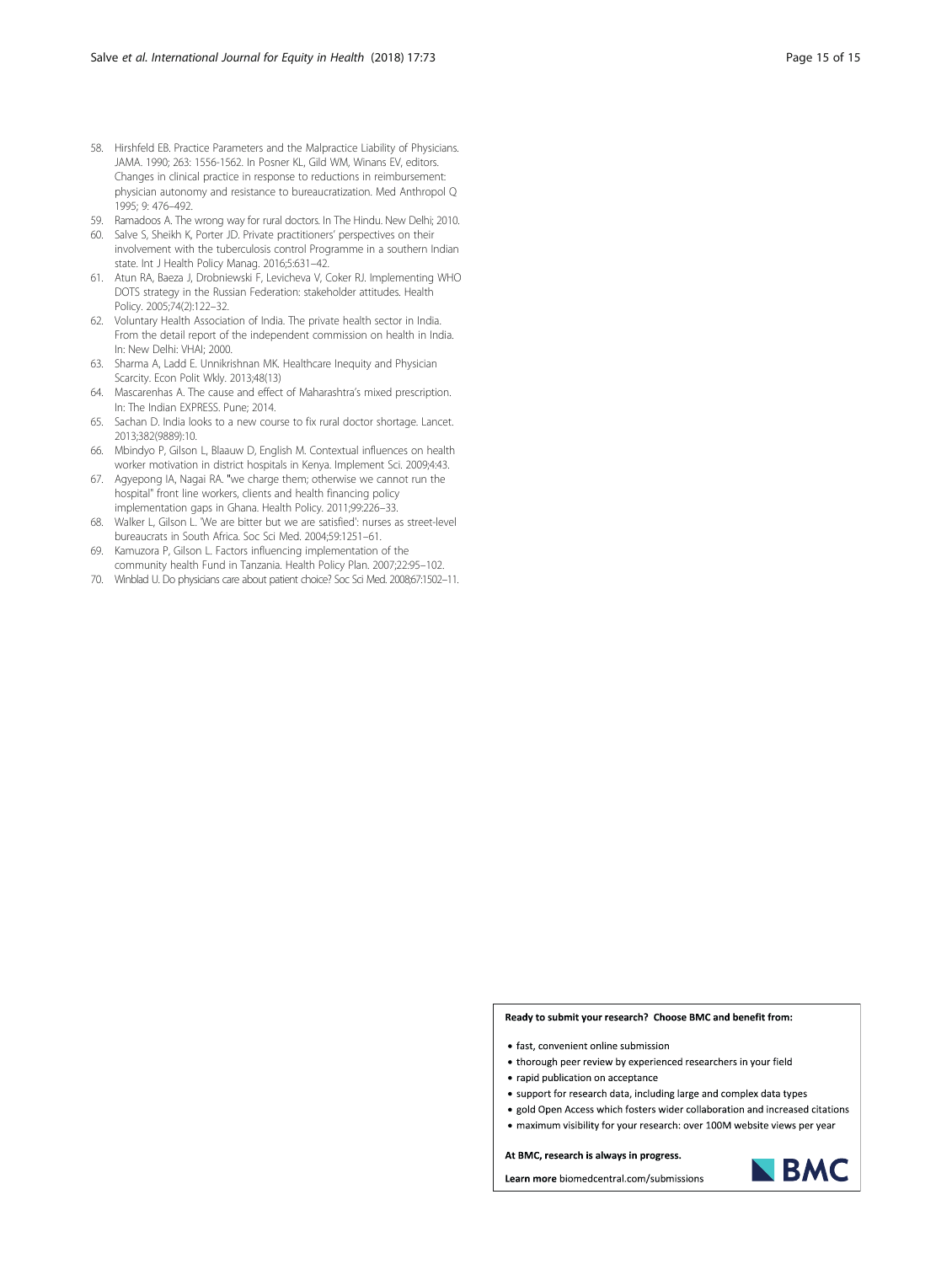58. Hirshfeld EB. Practice Parameters and the Malpractice Liability of Physicians. JAMA. 1990; 263: 1556-1562. In Posner KL, Gild WM, Winans EV, editors. Changes in clinical practice in response to reductions in reimbursement: physician autonomy and resistance to bureaucratization. Med Anthropol Q 1995; 9: 476–492.
59. Ramadoos A. The wrong way for rural doctors. In The Hindu. New Delhi; 2010.
60. Salve S, Sheikh K, Porter JD. Private practitioners' perspectives on their involvement with the tuberculosis control Programme in a southern Indian state. Int J Health Policy Manag. 2016;5:631–42.
61. Atun RA, Baeza J, Drobniewski F, Levicheva V, Coker RJ. Implementing WHO DOTS strategy in the Russian Federation: stakeholder attitudes. Health Policy. 2005;74(2):122–32.
62. Voluntary Health Association of India. The private health sector in India. From the detail report of the independent commission on health in India. In: New Delhi: VHAI; 2000.
63. Sharma A, Ladd E. Unnikrishnan MK. Healthcare Inequity and Physician Scarcity. Econ Polit Wkly. 2013;48(13)
64. Mascarenhas A. The cause and effect of Maharashtra's mixed prescription. In: The Indian EXPRESS. Pune; 2014.
65. Sachan D. India looks to a new course to fix rural doctor shortage. Lancet. 2013;382(9889):10.
66. Mbindyo P, Gilson L, Blaauw D, English M. Contextual influences on health worker motivation in district hospitals in Kenya. Implement Sci. 2009;4:43.
67. Agyepong IA, Nagai RA. "we charge them; otherwise we cannot run the hospital" front line workers, clients and health financing policy implementation gaps in Ghana. Health Policy. 2011;99:226–33.
68. Walker L, Gilson L. 'We are bitter but we are satisfied': nurses as street-level bureaucrats in South Africa. Soc Sci Med. 2004;59:1251–61.
69. Kamuzora P, Gilson L. Factors influencing implementation of the community health Fund in Tanzania. Health Policy Plan. 2007;22:95–102.
70. Winblad U. Do physicians care about patient choice? Soc Sci Med. 2008;67:1502–11.

**Ready to submit your research? Choose BMC and benefit from:**

- fast, convenient online submission
- thorough peer review by experienced researchers in your field
- rapid publication on acceptance
- support for research data, including large and complex data types
- gold Open Access which fosters wider collaboration and increased citations
- maximum visibility for your research: over 100M website views per year

**At BMC, research is always in progress.**

**Learn more** biomedcentral.com/submissions

BMC